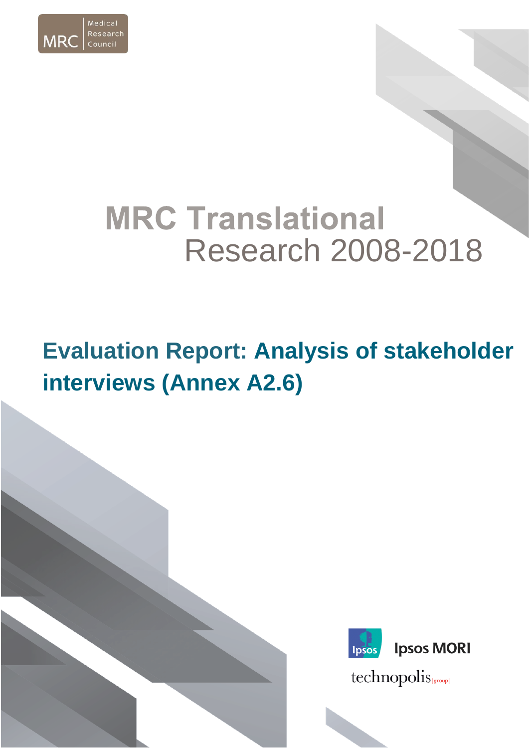Medical Research Council

# MRC Translational Research 2008-2018

## Evaluation Report: Analysis of stakeholder interviews (Annex A2.6)

Ipsos MORI

technopolis |group|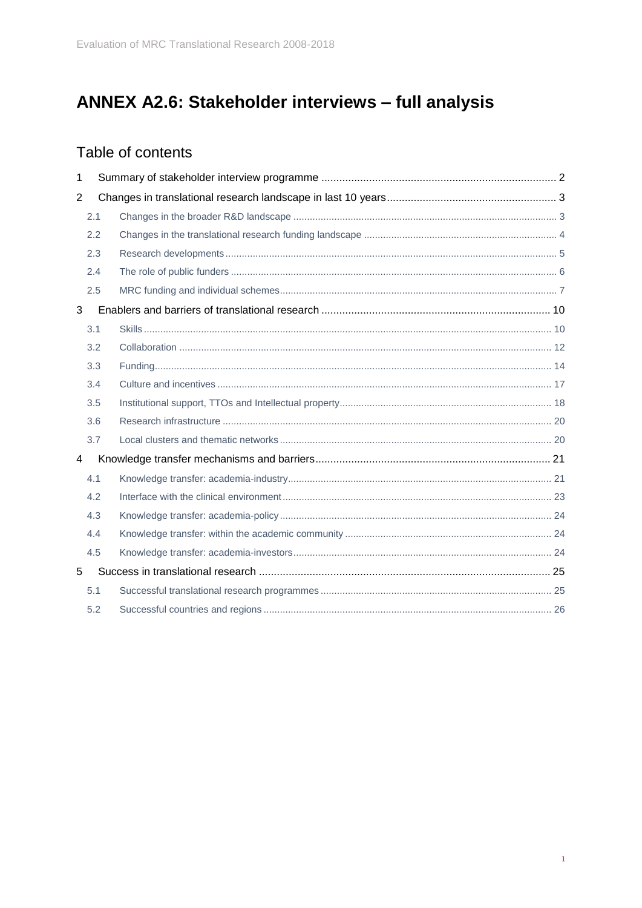# ANNEX A2.6: Stakeholder interviews – full analysis

## Table of contents

1 Summary of stakeholder interview programme ..... 2

2 Changes in translational research landscape in last 10 years ..... 3

- 2.1 Changes in the broader R&D landscape ..... 3
- 2.2 Changes in the translational research funding landscape ..... 4
- 2.3 Research developments ..... 5
- 2.4 The role of public funders ..... 6
- 2.5 MRC funding and individual schemes ..... 7

3 Enablers and barriers of translational research ..... 10

- 3.1 Skills ..... 10
- 3.2 Collaboration ..... 12
- 3.3 Funding ..... 14
- 3.4 Culture and incentives ..... 17
- 3.5 Institutional support, TTOs and Intellectual property ..... 18
- 3.6 Research infrastructure ..... 20
- 3.7 Local clusters and thematic networks ..... 20

4 Knowledge transfer mechanisms and barriers ..... 21

- 4.1 Knowledge transfer: academia-industry ..... 21
- 4.2 Interface with the clinical environment ..... 23
- 4.3 Knowledge transfer: academia-policy ..... 24
- 4.4 Knowledge transfer: within the academic community ..... 24
- 4.5 Knowledge transfer: academia-investors ..... 24

5 Success in translational research ..... 25

- 5.1 Successful translational research programmes ..... 25
- 5.2 Successful countries and regions ..... 26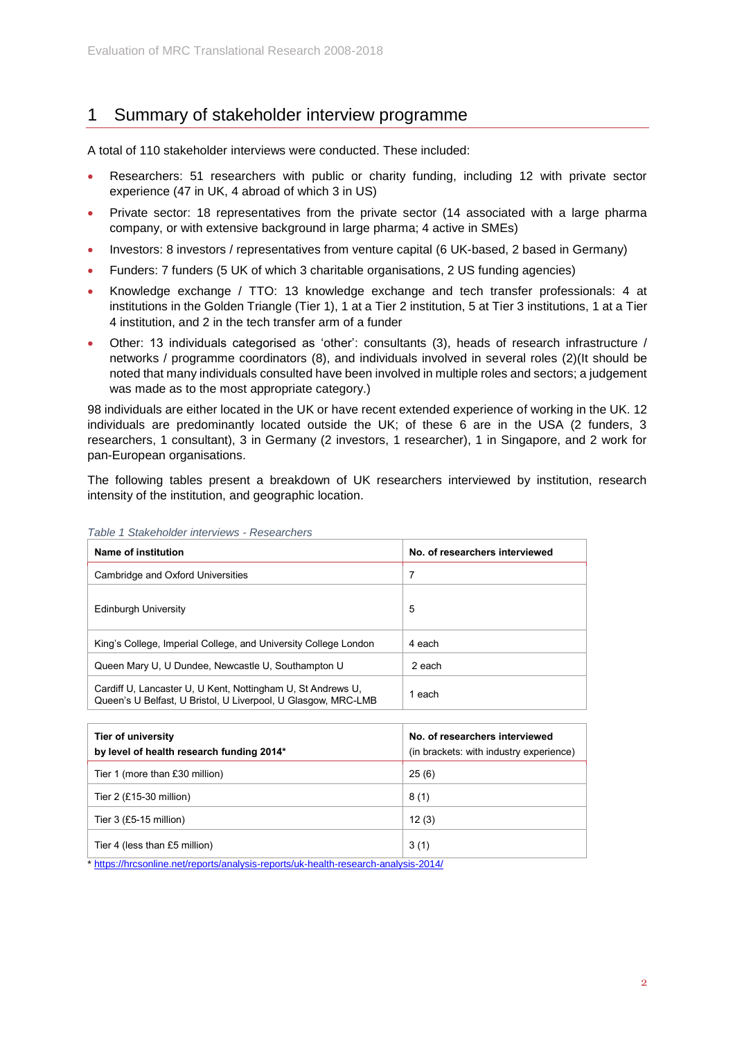# 1 Summary of stakeholder interview programme

A total of 110 stakeholder interviews were conducted. These included:

- Researchers: 51 researchers with public or charity funding, including 12 with private sector experience (47 in UK, 4 abroad of which 3 in US)
- Private sector: 18 representatives from the private sector (14 associated with a large pharma company, or with extensive background in large pharma; 4 active in SMEs)
- Investors: 8 investors / representatives from venture capital (6 UK-based, 2 based in Germany)
- Funders: 7 funders (5 UK of which 3 charitable organisations, 2 US funding agencies)
- Knowledge exchange / TTO: 13 knowledge exchange and tech transfer professionals: 4 at institutions in the Golden Triangle (Tier 1), 1 at a Tier 2 institution, 5 at Tier 3 institutions, 1 at a Tier 4 institution, and 2 in the tech transfer arm of a funder
- Other: 13 individuals categorised as 'other': consultants (3), heads of research infrastructure / networks / programme coordinators (8), and individuals involved in several roles (2)(It should be noted that many individuals consulted have been involved in multiple roles and sectors; a judgement was made as to the most appropriate category.)

98 individuals are either located in the UK or have recent extended experience of working in the UK. 12 individuals are predominantly located outside the UK; of these 6 are in the USA (2 funders, 3 researchers, 1 consultant), 3 in Germany (2 investors, 1 researcher), 1 in Singapore, and 2 work for pan-European organisations.

The following tables present a breakdown of UK researchers interviewed by institution, research intensity of the institution, and geographic location.

*Table 1 Stakeholder interviews - Researchers*

| Name of institution | No. of researchers interviewed |
|---|---|
| Cambridge and Oxford Universities | 7 |
| Edinburgh University | 5 |
| King's College, Imperial College, and University College London | 4 each |
| Queen Mary U, U Dundee, Newcastle U, Southampton U | 2 each |
| Cardiff U, Lancaster U, U Kent, Nottingham U, St Andrews U, Queen's U Belfast, U Bristol, U Liverpool, U Glasgow, MRC-LMB | 1 each |

| Tier of university by level of health research funding 2014* | No. of researchers interviewed (in brackets: with industry experience) |
|---|---|
| Tier 1 (more than £30 million) | 25 (6) |
| Tier 2 (£15-30 million) | 8 (1) |
| Tier 3 (£5-15 million) | 12 (3) |
| Tier 4 (less than £5 million) | 3 (1) |

* https://hrcsonline.net/reports/analysis-reports/uk-health-research-analysis-2014/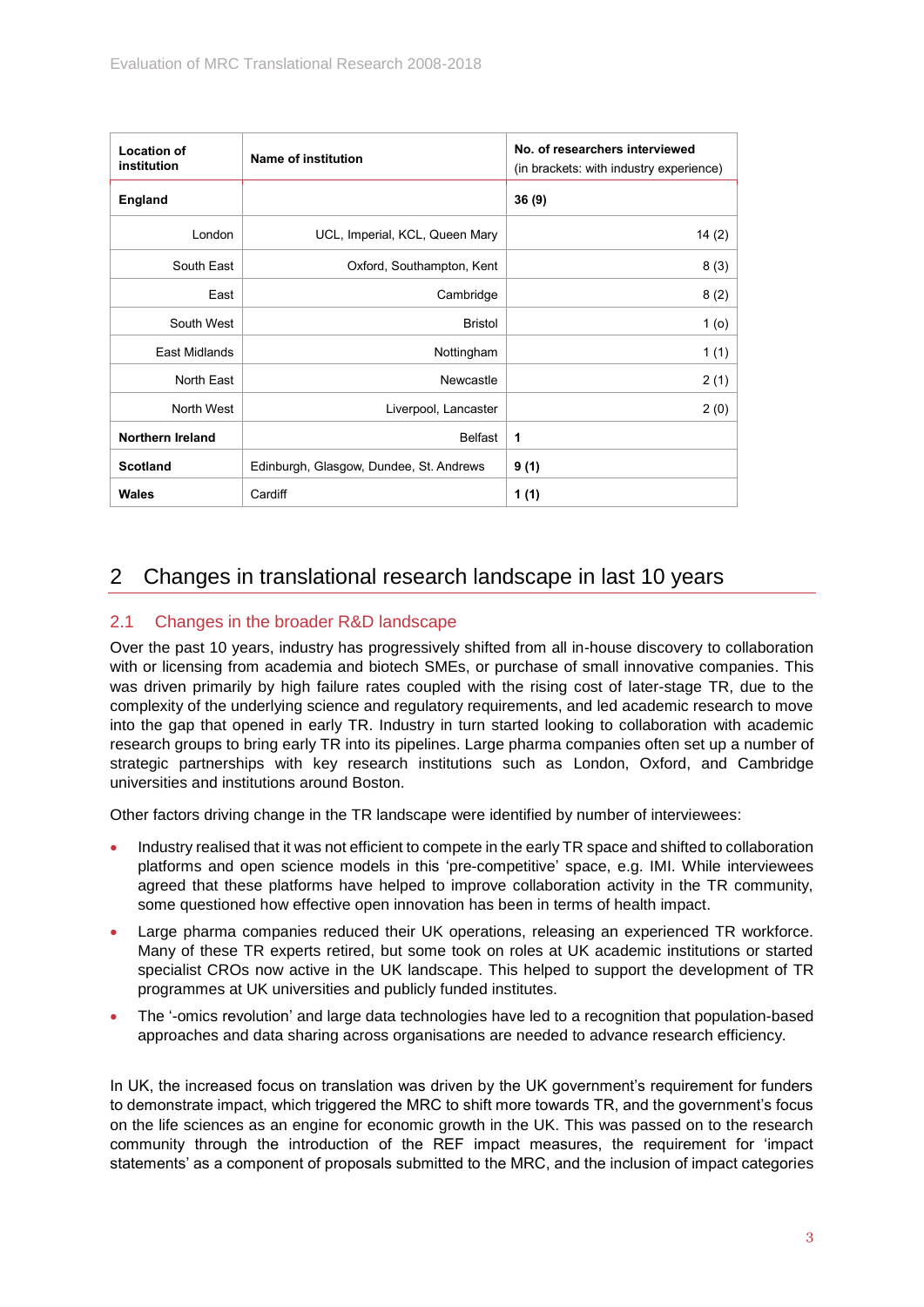| Location of institution | Name of institution | No. of researchers interviewed (in brackets: with industry experience) |
|---|---|---|
| **England** | | **36 (9)** |
| London | UCL, Imperial, KCL, Queen Mary | 14 (2) |
| South East | Oxford, Southampton, Kent | 8 (3) |
| East | Cambridge | 8 (2) |
| South West | Bristol | 1 (o) |
| East Midlands | Nottingham | 1 (1) |
| North East | Newcastle | 2 (1) |
| North West | Liverpool, Lancaster | 2 (0) |
| **Northern Ireland** | Belfast | **1** |
| **Scotland** | Edinburgh, Glasgow, Dundee, St. Andrews | **9 (1)** |
| **Wales** | Cardiff | **1 (1)** |

# 2 Changes in translational research landscape in last 10 years

## 2.1 Changes in the broader R&D landscape

Over the past 10 years, industry has progressively shifted from all in-house discovery to collaboration with or licensing from academia and biotech SMEs, or purchase of small innovative companies. This was driven primarily by high failure rates coupled with the rising cost of later-stage TR, due to the complexity of the underlying science and regulatory requirements, and led academic research to move into the gap that opened in early TR. Industry in turn started looking to collaboration with academic research groups to bring early TR into its pipelines. Large pharma companies often set up a number of strategic partnerships with key research institutions such as London, Oxford, and Cambridge universities and institutions around Boston.

Other factors driving change in the TR landscape were identified by number of interviewees:

- Industry realised that it was not efficient to compete in the early TR space and shifted to collaboration platforms and open science models in this 'pre-competitive' space, e.g. IMI. While interviewees agreed that these platforms have helped to improve collaboration activity in the TR community, some questioned how effective open innovation has been in terms of health impact.
- Large pharma companies reduced their UK operations, releasing an experienced TR workforce. Many of these TR experts retired, but some took on roles at UK academic institutions or started specialist CROs now active in the UK landscape. This helped to support the development of TR programmes at UK universities and publicly funded institutes.
- The '-omics revolution' and large data technologies have led to a recognition that population-based approaches and data sharing across organisations are needed to advance research efficiency.

In UK, the increased focus on translation was driven by the UK government's requirement for funders to demonstrate impact, which triggered the MRC to shift more towards TR, and the government's focus on the life sciences as an engine for economic growth in the UK. This was passed on to the research community through the introduction of the REF impact measures, the requirement for 'impact statements' as a component of proposals submitted to the MRC, and the inclusion of impact categories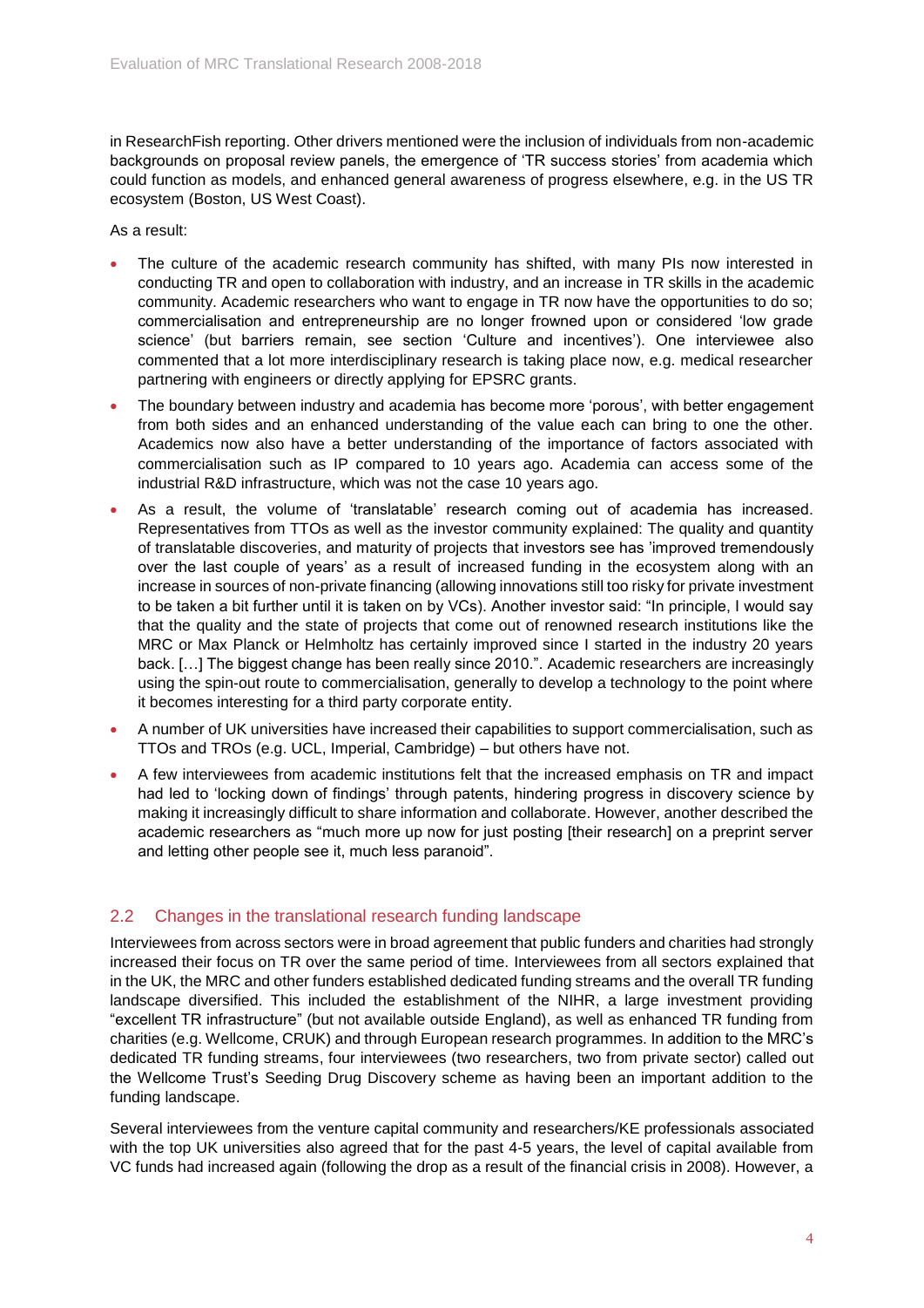in ResearchFish reporting. Other drivers mentioned were the inclusion of individuals from non-academic backgrounds on proposal review panels, the emergence of 'TR success stories' from academia which could function as models, and enhanced general awareness of progress elsewhere, e.g. in the US TR ecosystem (Boston, US West Coast).

As a result:

- The culture of the academic research community has shifted, with many PIs now interested in conducting TR and open to collaboration with industry, and an increase in TR skills in the academic community. Academic researchers who want to engage in TR now have the opportunities to do so; commercialisation and entrepreneurship are no longer frowned upon or considered 'low grade science' (but barriers remain, see section 'Culture and incentives'). One interviewee also commented that a lot more interdisciplinary research is taking place now, e.g. medical researcher partnering with engineers or directly applying for EPSRC grants.
- The boundary between industry and academia has become more 'porous', with better engagement from both sides and an enhanced understanding of the value each can bring to one the other. Academics now also have a better understanding of the importance of factors associated with commercialisation such as IP compared to 10 years ago. Academia can access some of the industrial R&D infrastructure, which was not the case 10 years ago.
- As a result, the volume of 'translatable' research coming out of academia has increased. Representatives from TTOs as well as the investor community explained: The quality and quantity of translatable discoveries, and maturity of projects that investors see has 'improved tremendously over the last couple of years' as a result of increased funding in the ecosystem along with an increase in sources of non-private financing (allowing innovations still too risky for private investment to be taken a bit further until it is taken on by VCs). Another investor said: "In principle, I would say that the quality and the state of projects that come out of renowned research institutions like the MRC or Max Planck or Helmholtz has certainly improved since I started in the industry 20 years back. […] The biggest change has been really since 2010.". Academic researchers are increasingly using the spin-out route to commercialisation, generally to develop a technology to the point where it becomes interesting for a third party corporate entity.
- A number of UK universities have increased their capabilities to support commercialisation, such as TTOs and TROs (e.g. UCL, Imperial, Cambridge) – but others have not.
- A few interviewees from academic institutions felt that the increased emphasis on TR and impact had led to 'locking down of findings' through patents, hindering progress in discovery science by making it increasingly difficult to share information and collaborate. However, another described the academic researchers as "much more up now for just posting [their research] on a preprint server and letting other people see it, much less paranoid".

## 2.2 Changes in the translational research funding landscape

Interviewees from across sectors were in broad agreement that public funders and charities had strongly increased their focus on TR over the same period of time. Interviewees from all sectors explained that in the UK, the MRC and other funders established dedicated funding streams and the overall TR funding landscape diversified. This included the establishment of the NIHR, a large investment providing "excellent TR infrastructure" (but not available outside England), as well as enhanced TR funding from charities (e.g. Wellcome, CRUK) and through European research programmes. In addition to the MRC's dedicated TR funding streams, four interviewees (two researchers, two from private sector) called out the Wellcome Trust's Seeding Drug Discovery scheme as having been an important addition to the funding landscape.

Several interviewees from the venture capital community and researchers/KE professionals associated with the top UK universities also agreed that for the past 4-5 years, the level of capital available from VC funds had increased again (following the drop as a result of the financial crisis in 2008). However, a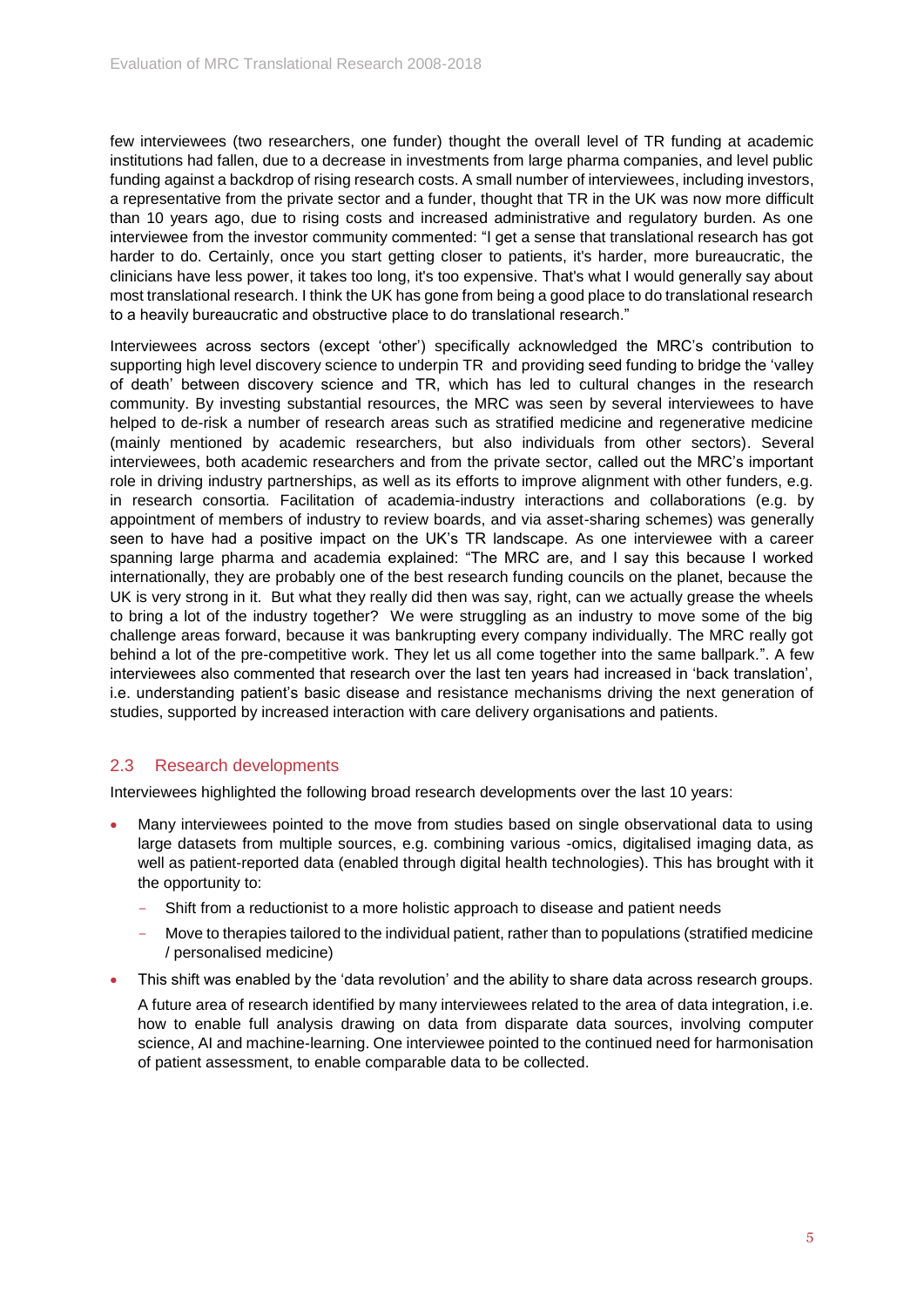few interviewees (two researchers, one funder) thought the overall level of TR funding at academic institutions had fallen, due to a decrease in investments from large pharma companies, and level public funding against a backdrop of rising research costs. A small number of interviewees, including investors, a representative from the private sector and a funder, thought that TR in the UK was now more difficult than 10 years ago, due to rising costs and increased administrative and regulatory burden. As one interviewee from the investor community commented: "I get a sense that translational research has got harder to do. Certainly, once you start getting closer to patients, it's harder, more bureaucratic, the clinicians have less power, it takes too long, it's too expensive. That's what I would generally say about most translational research. I think the UK has gone from being a good place to do translational research to a heavily bureaucratic and obstructive place to do translational research."

Interviewees across sectors (except 'other') specifically acknowledged the MRC's contribution to supporting high level discovery science to underpin TR and providing seed funding to bridge the 'valley of death' between discovery science and TR, which has led to cultural changes in the research community. By investing substantial resources, the MRC was seen by several interviewees to have helped to de-risk a number of research areas such as stratified medicine and regenerative medicine (mainly mentioned by academic researchers, but also individuals from other sectors). Several interviewees, both academic researchers and from the private sector, called out the MRC's important role in driving industry partnerships, as well as its efforts to improve alignment with other funders, e.g. in research consortia. Facilitation of academia-industry interactions and collaborations (e.g. by appointment of members of industry to review boards, and via asset-sharing schemes) was generally seen to have had a positive impact on the UK's TR landscape. As one interviewee with a career spanning large pharma and academia explained: "The MRC are, and I say this because I worked internationally, they are probably one of the best research funding councils on the planet, because the UK is very strong in it. But what they really did then was say, right, can we actually grease the wheels to bring a lot of the industry together? We were struggling as an industry to move some of the big challenge areas forward, because it was bankrupting every company individually. The MRC really got behind a lot of the pre-competitive work. They let us all come together into the same ballpark.". A few interviewees also commented that research over the last ten years had increased in 'back translation', i.e. understanding patient's basic disease and resistance mechanisms driving the next generation of studies, supported by increased interaction with care delivery organisations and patients.

## 2.3 Research developments

Interviewees highlighted the following broad research developments over the last 10 years:

- Many interviewees pointed to the move from studies based on single observational data to using large datasets from multiple sources, e.g. combining various -omics, digitalised imaging data, as well as patient-reported data (enabled through digital health technologies). This has brought with it the opportunity to:
  - Shift from a reductionist to a more holistic approach to disease and patient needs
  - Move to therapies tailored to the individual patient, rather than to populations (stratified medicine / personalised medicine)
- This shift was enabled by the 'data revolution' and the ability to share data across research groups.

  A future area of research identified by many interviewees related to the area of data integration, i.e. how to enable full analysis drawing on data from disparate data sources, involving computer science, AI and machine-learning. One interviewee pointed to the continued need for harmonisation of patient assessment, to enable comparable data to be collected.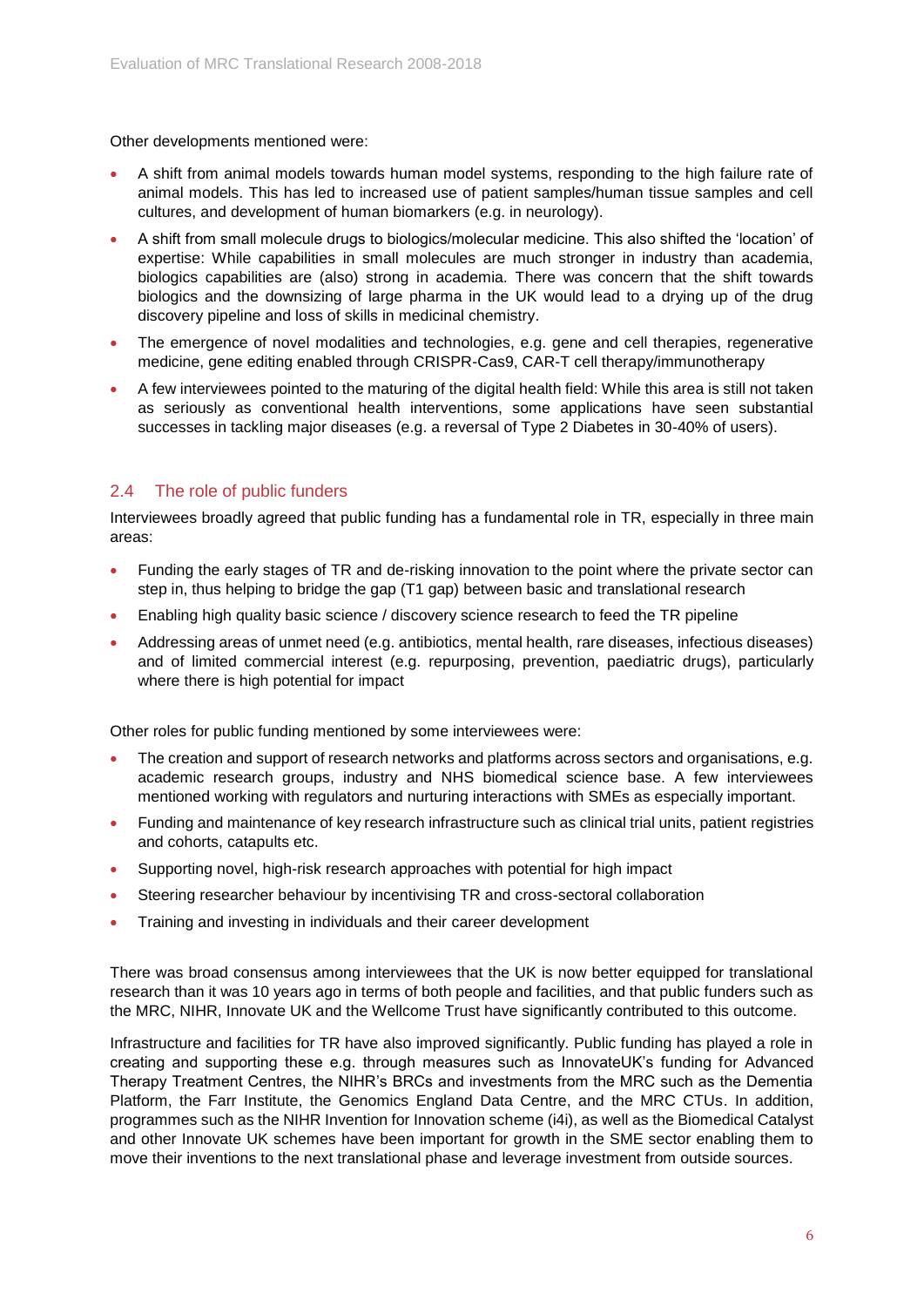Other developments mentioned were:

- A shift from animal models towards human model systems, responding to the high failure rate of animal models. This has led to increased use of patient samples/human tissue samples and cell cultures, and development of human biomarkers (e.g. in neurology).
- A shift from small molecule drugs to biologics/molecular medicine. This also shifted the 'location' of expertise: While capabilities in small molecules are much stronger in industry than academia, biologics capabilities are (also) strong in academia. There was concern that the shift towards biologics and the downsizing of large pharma in the UK would lead to a drying up of the drug discovery pipeline and loss of skills in medicinal chemistry.
- The emergence of novel modalities and technologies, e.g. gene and cell therapies, regenerative medicine, gene editing enabled through CRISPR-Cas9, CAR-T cell therapy/immunotherapy
- A few interviewees pointed to the maturing of the digital health field: While this area is still not taken as seriously as conventional health interventions, some applications have seen substantial successes in tackling major diseases (e.g. a reversal of Type 2 Diabetes in 30-40% of users).

## 2.4 The role of public funders

Interviewees broadly agreed that public funding has a fundamental role in TR, especially in three main areas:

- Funding the early stages of TR and de-risking innovation to the point where the private sector can step in, thus helping to bridge the gap (T1 gap) between basic and translational research
- Enabling high quality basic science / discovery science research to feed the TR pipeline
- Addressing areas of unmet need (e.g. antibiotics, mental health, rare diseases, infectious diseases) and of limited commercial interest (e.g. repurposing, prevention, paediatric drugs), particularly where there is high potential for impact

Other roles for public funding mentioned by some interviewees were:

- The creation and support of research networks and platforms across sectors and organisations, e.g. academic research groups, industry and NHS biomedical science base. A few interviewees mentioned working with regulators and nurturing interactions with SMEs as especially important.
- Funding and maintenance of key research infrastructure such as clinical trial units, patient registries and cohorts, catapults etc.
- Supporting novel, high-risk research approaches with potential for high impact
- Steering researcher behaviour by incentivising TR and cross-sectoral collaboration
- Training and investing in individuals and their career development

There was broad consensus among interviewees that the UK is now better equipped for translational research than it was 10 years ago in terms of both people and facilities, and that public funders such as the MRC, NIHR, Innovate UK and the Wellcome Trust have significantly contributed to this outcome.

Infrastructure and facilities for TR have also improved significantly. Public funding has played a role in creating and supporting these e.g. through measures such as InnovateUK's funding for Advanced Therapy Treatment Centres, the NIHR's BRCs and investments from the MRC such as the Dementia Platform, the Farr Institute, the Genomics England Data Centre, and the MRC CTUs. In addition, programmes such as the NIHR Invention for Innovation scheme (i4i), as well as the Biomedical Catalyst and other Innovate UK schemes have been important for growth in the SME sector enabling them to move their inventions to the next translational phase and leverage investment from outside sources.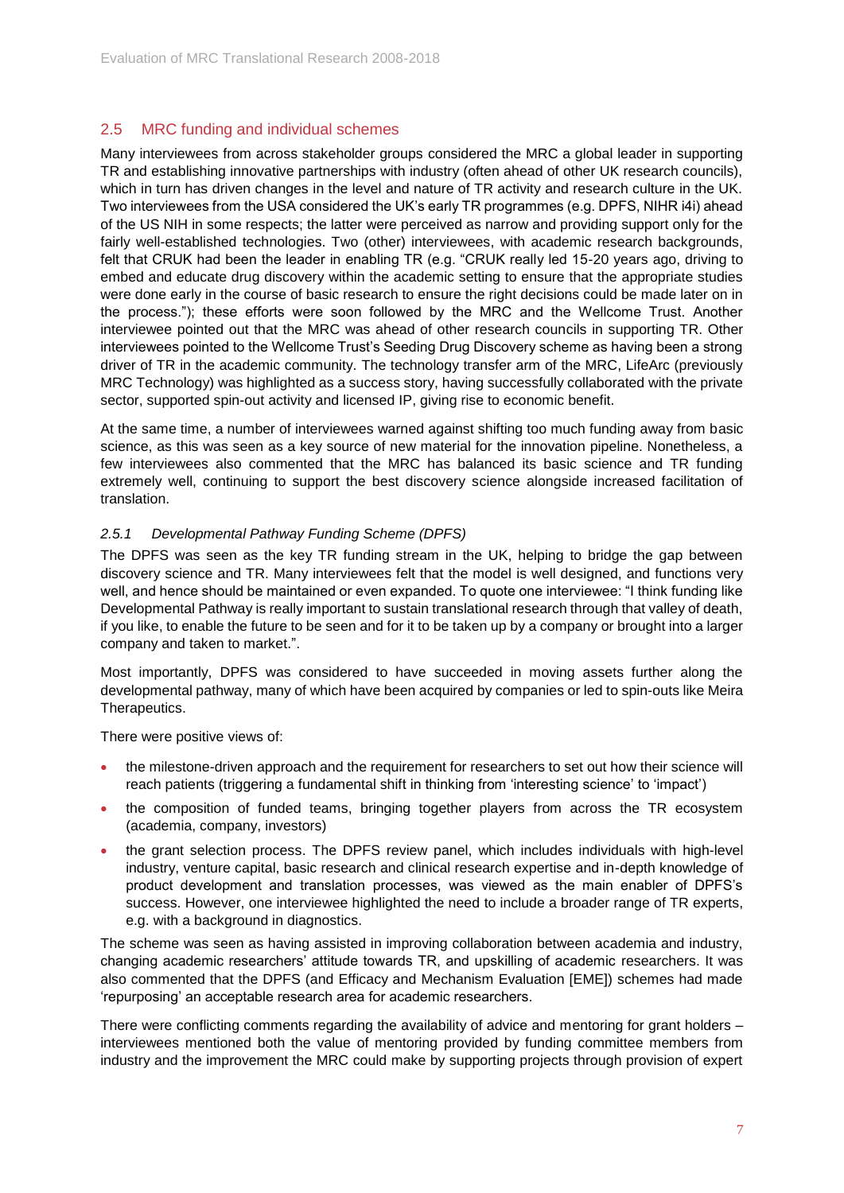## 2.5 MRC funding and individual schemes

Many interviewees from across stakeholder groups considered the MRC a global leader in supporting TR and establishing innovative partnerships with industry (often ahead of other UK research councils), which in turn has driven changes in the level and nature of TR activity and research culture in the UK. Two interviewees from the USA considered the UK's early TR programmes (e.g. DPFS, NIHR i4i) ahead of the US NIH in some respects; the latter were perceived as narrow and providing support only for the fairly well-established technologies. Two (other) interviewees, with academic research backgrounds, felt that CRUK had been the leader in enabling TR (e.g. "CRUK really led 15-20 years ago, driving to embed and educate drug discovery within the academic setting to ensure that the appropriate studies were done early in the course of basic research to ensure the right decisions could be made later on in the process."); these efforts were soon followed by the MRC and the Wellcome Trust. Another interviewee pointed out that the MRC was ahead of other research councils in supporting TR. Other interviewees pointed to the Wellcome Trust's Seeding Drug Discovery scheme as having been a strong driver of TR in the academic community. The technology transfer arm of the MRC, LifeArc (previously MRC Technology) was highlighted as a success story, having successfully collaborated with the private sector, supported spin-out activity and licensed IP, giving rise to economic benefit.

At the same time, a number of interviewees warned against shifting too much funding away from basic science, as this was seen as a key source of new material for the innovation pipeline. Nonetheless, a few interviewees also commented that the MRC has balanced its basic science and TR funding extremely well, continuing to support the best discovery science alongside increased facilitation of translation.

### *2.5.1 Developmental Pathway Funding Scheme (DPFS)*

The DPFS was seen as the key TR funding stream in the UK, helping to bridge the gap between discovery science and TR. Many interviewees felt that the model is well designed, and functions very well, and hence should be maintained or even expanded. To quote one interviewee: "I think funding like Developmental Pathway is really important to sustain translational research through that valley of death, if you like, to enable the future to be seen and for it to be taken up by a company or brought into a larger company and taken to market.".

Most importantly, DPFS was considered to have succeeded in moving assets further along the developmental pathway, many of which have been acquired by companies or led to spin-outs like Meira Therapeutics.

There were positive views of:

- the milestone-driven approach and the requirement for researchers to set out how their science will reach patients (triggering a fundamental shift in thinking from 'interesting science' to 'impact')
- the composition of funded teams, bringing together players from across the TR ecosystem (academia, company, investors)
- the grant selection process. The DPFS review panel, which includes individuals with high-level industry, venture capital, basic research and clinical research expertise and in-depth knowledge of product development and translation processes, was viewed as the main enabler of DPFS's success. However, one interviewee highlighted the need to include a broader range of TR experts, e.g. with a background in diagnostics.

The scheme was seen as having assisted in improving collaboration between academia and industry, changing academic researchers' attitude towards TR, and upskilling of academic researchers. It was also commented that the DPFS (and Efficacy and Mechanism Evaluation [EME]) schemes had made 'repurposing' an acceptable research area for academic researchers.

There were conflicting comments regarding the availability of advice and mentoring for grant holders – interviewees mentioned both the value of mentoring provided by funding committee members from industry and the improvement the MRC could make by supporting projects through provision of expert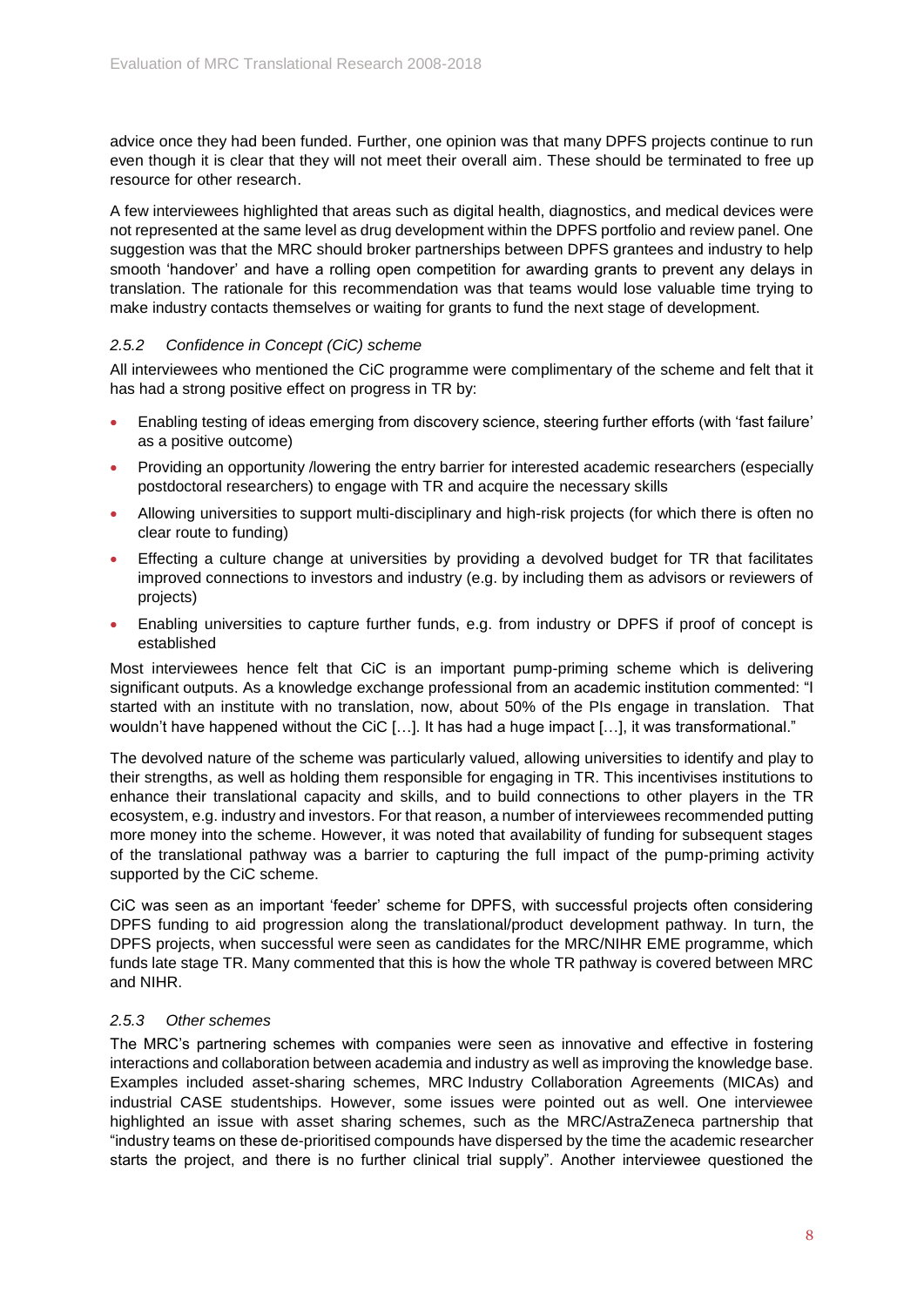advice once they had been funded. Further, one opinion was that many DPFS projects continue to run even though it is clear that they will not meet their overall aim. These should be terminated to free up resource for other research.

A few interviewees highlighted that areas such as digital health, diagnostics, and medical devices were not represented at the same level as drug development within the DPFS portfolio and review panel. One suggestion was that the MRC should broker partnerships between DPFS grantees and industry to help smooth 'handover' and have a rolling open competition for awarding grants to prevent any delays in translation. The rationale for this recommendation was that teams would lose valuable time trying to make industry contacts themselves or waiting for grants to fund the next stage of development.

### *2.5.2 Confidence in Concept (CiC) scheme*

All interviewees who mentioned the CiC programme were complimentary of the scheme and felt that it has had a strong positive effect on progress in TR by:

- Enabling testing of ideas emerging from discovery science, steering further efforts (with 'fast failure' as a positive outcome)
- Providing an opportunity /lowering the entry barrier for interested academic researchers (especially postdoctoral researchers) to engage with TR and acquire the necessary skills
- Allowing universities to support multi-disciplinary and high-risk projects (for which there is often no clear route to funding)
- Effecting a culture change at universities by providing a devolved budget for TR that facilitates improved connections to investors and industry (e.g. by including them as advisors or reviewers of projects)
- Enabling universities to capture further funds, e.g. from industry or DPFS if proof of concept is established

Most interviewees hence felt that CiC is an important pump-priming scheme which is delivering significant outputs. As a knowledge exchange professional from an academic institution commented: "I started with an institute with no translation, now, about 50% of the PIs engage in translation. That wouldn't have happened without the CiC […]. It has had a huge impact […], it was transformational."

The devolved nature of the scheme was particularly valued, allowing universities to identify and play to their strengths, as well as holding them responsible for engaging in TR. This incentivises institutions to enhance their translational capacity and skills, and to build connections to other players in the TR ecosystem, e.g. industry and investors. For that reason, a number of interviewees recommended putting more money into the scheme. However, it was noted that availability of funding for subsequent stages of the translational pathway was a barrier to capturing the full impact of the pump-priming activity supported by the CiC scheme.

CiC was seen as an important 'feeder' scheme for DPFS, with successful projects often considering DPFS funding to aid progression along the translational/product development pathway. In turn, the DPFS projects, when successful were seen as candidates for the MRC/NIHR EME programme, which funds late stage TR. Many commented that this is how the whole TR pathway is covered between MRC and NIHR.

### *2.5.3 Other schemes*

The MRC's partnering schemes with companies were seen as innovative and effective in fostering interactions and collaboration between academia and industry as well as improving the knowledge base. Examples included asset-sharing schemes, MRC Industry Collaboration Agreements (MICAs) and industrial CASE studentships. However, some issues were pointed out as well. One interviewee highlighted an issue with asset sharing schemes, such as the MRC/AstraZeneca partnership that "industry teams on these de-prioritised compounds have dispersed by the time the academic researcher starts the project, and there is no further clinical trial supply". Another interviewee questioned the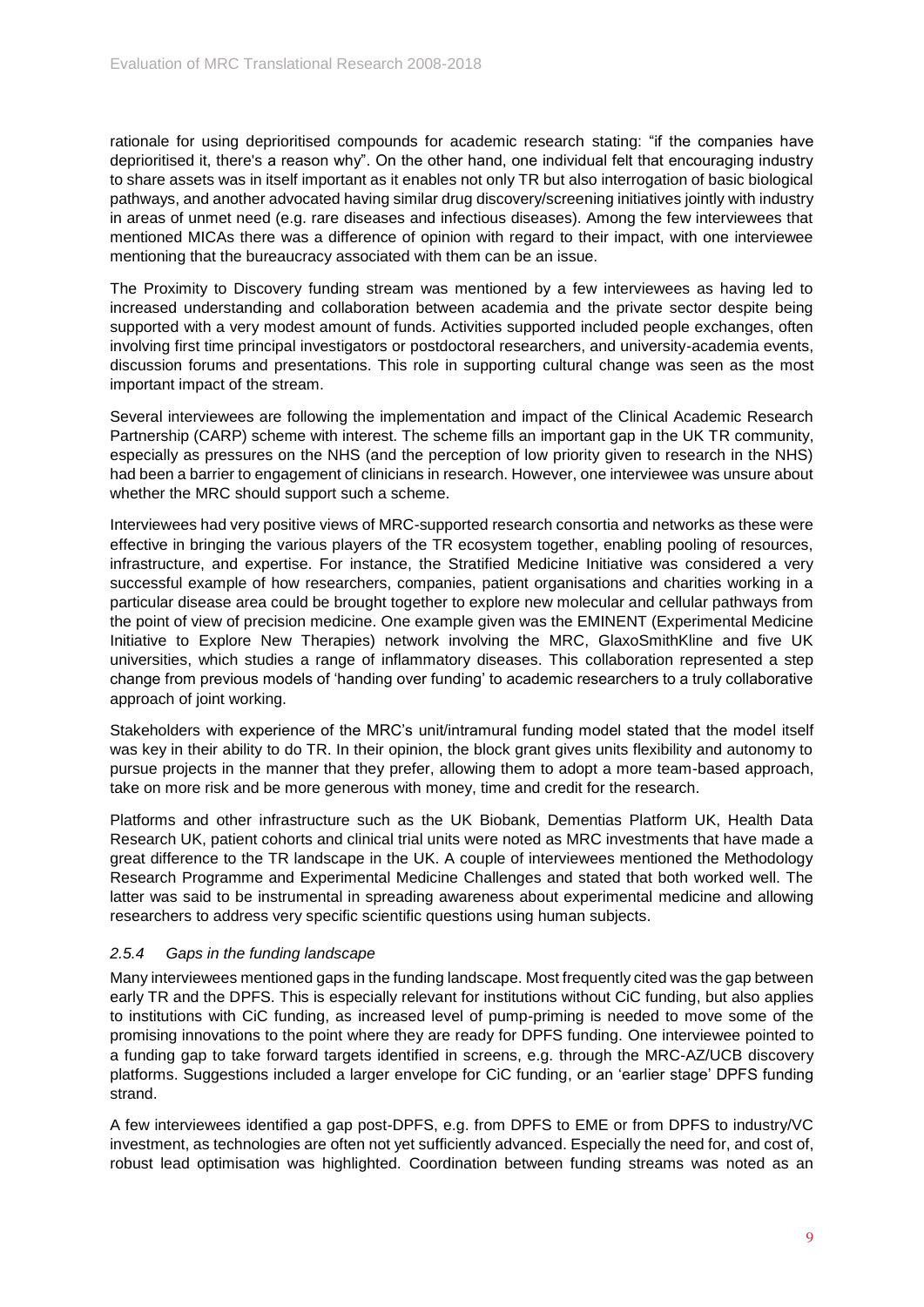rationale for using deprioritised compounds for academic research stating: "if the companies have deprioritised it, there's a reason why". On the other hand, one individual felt that encouraging industry to share assets was in itself important as it enables not only TR but also interrogation of basic biological pathways, and another advocated having similar drug discovery/screening initiatives jointly with industry in areas of unmet need (e.g. rare diseases and infectious diseases). Among the few interviewees that mentioned MICAs there was a difference of opinion with regard to their impact, with one interviewee mentioning that the bureaucracy associated with them can be an issue.

The Proximity to Discovery funding stream was mentioned by a few interviewees as having led to increased understanding and collaboration between academia and the private sector despite being supported with a very modest amount of funds. Activities supported included people exchanges, often involving first time principal investigators or postdoctoral researchers, and university-academia events, discussion forums and presentations. This role in supporting cultural change was seen as the most important impact of the stream.

Several interviewees are following the implementation and impact of the Clinical Academic Research Partnership (CARP) scheme with interest. The scheme fills an important gap in the UK TR community, especially as pressures on the NHS (and the perception of low priority given to research in the NHS) had been a barrier to engagement of clinicians in research. However, one interviewee was unsure about whether the MRC should support such a scheme.

Interviewees had very positive views of MRC-supported research consortia and networks as these were effective in bringing the various players of the TR ecosystem together, enabling pooling of resources, infrastructure, and expertise. For instance, the Stratified Medicine Initiative was considered a very successful example of how researchers, companies, patient organisations and charities working in a particular disease area could be brought together to explore new molecular and cellular pathways from the point of view of precision medicine. One example given was the EMINENT (Experimental Medicine Initiative to Explore New Therapies) network involving the MRC, GlaxoSmithKline and five UK universities, which studies a range of inflammatory diseases. This collaboration represented a step change from previous models of 'handing over funding' to academic researchers to a truly collaborative approach of joint working.

Stakeholders with experience of the MRC's unit/intramural funding model stated that the model itself was key in their ability to do TR. In their opinion, the block grant gives units flexibility and autonomy to pursue projects in the manner that they prefer, allowing them to adopt a more team-based approach, take on more risk and be more generous with money, time and credit for the research.

Platforms and other infrastructure such as the UK Biobank, Dementias Platform UK, Health Data Research UK, patient cohorts and clinical trial units were noted as MRC investments that have made a great difference to the TR landscape in the UK. A couple of interviewees mentioned the Methodology Research Programme and Experimental Medicine Challenges and stated that both worked well. The latter was said to be instrumental in spreading awareness about experimental medicine and allowing researchers to address very specific scientific questions using human subjects.

### *2.5.4 Gaps in the funding landscape*

Many interviewees mentioned gaps in the funding landscape. Most frequently cited was the gap between early TR and the DPFS. This is especially relevant for institutions without CiC funding, but also applies to institutions with CiC funding, as increased level of pump-priming is needed to move some of the promising innovations to the point where they are ready for DPFS funding. One interviewee pointed to a funding gap to take forward targets identified in screens, e.g. through the MRC-AZ/UCB discovery platforms. Suggestions included a larger envelope for CiC funding, or an 'earlier stage' DPFS funding strand.

A few interviewees identified a gap post-DPFS, e.g. from DPFS to EME or from DPFS to industry/VC investment, as technologies are often not yet sufficiently advanced. Especially the need for, and cost of, robust lead optimisation was highlighted. Coordination between funding streams was noted as an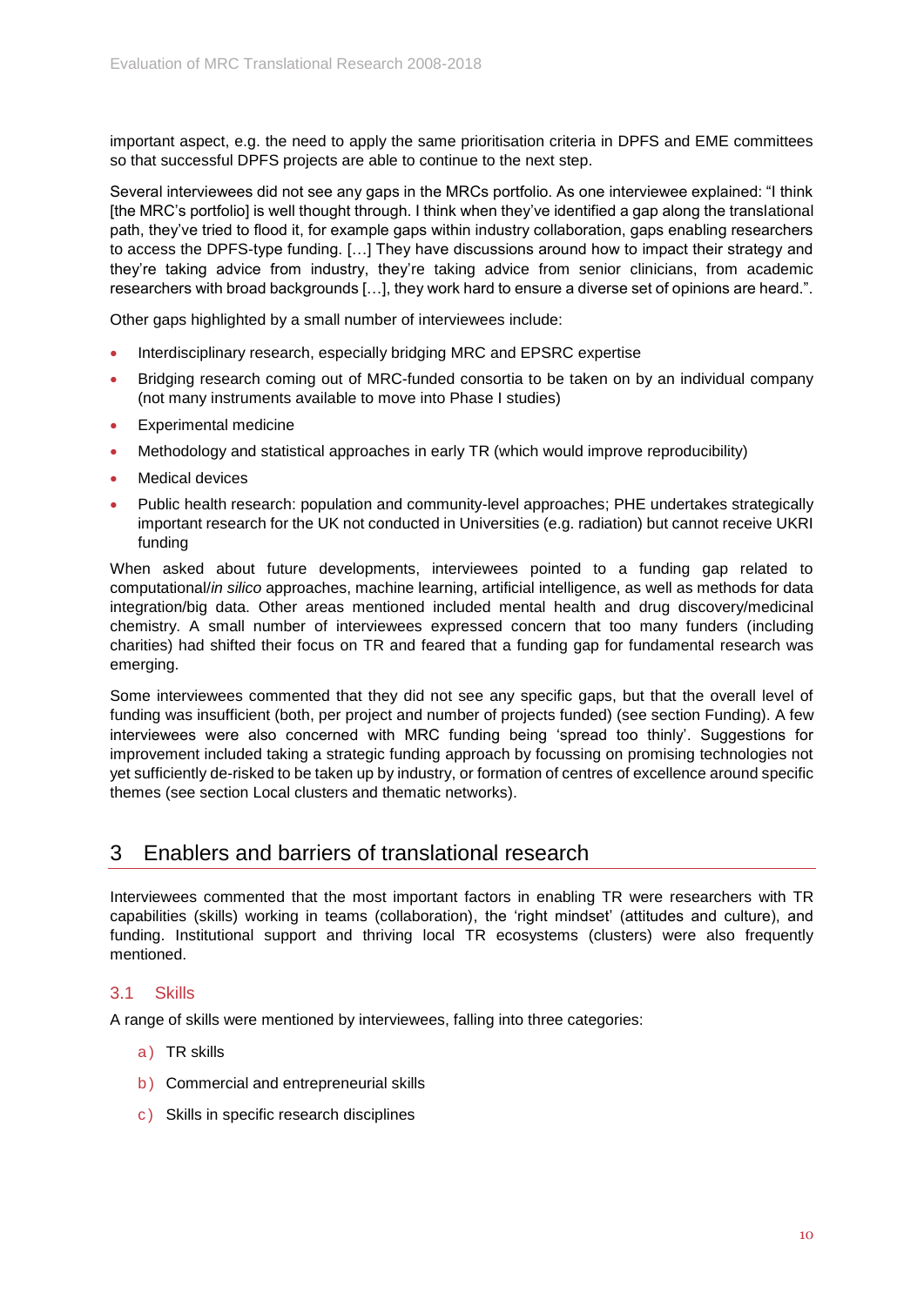important aspect, e.g. the need to apply the same prioritisation criteria in DPFS and EME committees so that successful DPFS projects are able to continue to the next step.

Several interviewees did not see any gaps in the MRCs portfolio. As one interviewee explained: "I think [the MRC's portfolio] is well thought through. I think when they've identified a gap along the translational path, they've tried to flood it, for example gaps within industry collaboration, gaps enabling researchers to access the DPFS-type funding. […] They have discussions around how to impact their strategy and they're taking advice from industry, they're taking advice from senior clinicians, from academic researchers with broad backgrounds […], they work hard to ensure a diverse set of opinions are heard.".

Other gaps highlighted by a small number of interviewees include:

- Interdisciplinary research, especially bridging MRC and EPSRC expertise
- Bridging research coming out of MRC-funded consortia to be taken on by an individual company (not many instruments available to move into Phase I studies)
- Experimental medicine
- Methodology and statistical approaches in early TR (which would improve reproducibility)
- Medical devices
- Public health research: population and community-level approaches; PHE undertakes strategically important research for the UK not conducted in Universities (e.g. radiation) but cannot receive UKRI funding

When asked about future developments, interviewees pointed to a funding gap related to computational/*in silico* approaches, machine learning, artificial intelligence, as well as methods for data integration/big data. Other areas mentioned included mental health and drug discovery/medicinal chemistry. A small number of interviewees expressed concern that too many funders (including charities) had shifted their focus on TR and feared that a funding gap for fundamental research was emerging.

Some interviewees commented that they did not see any specific gaps, but that the overall level of funding was insufficient (both, per project and number of projects funded) (see section Funding). A few interviewees were also concerned with MRC funding being 'spread too thinly'. Suggestions for improvement included taking a strategic funding approach by focussing on promising technologies not yet sufficiently de-risked to be taken up by industry, or formation of centres of excellence around specific themes (see section Local clusters and thematic networks).

# 3 Enablers and barriers of translational research

Interviewees commented that the most important factors in enabling TR were researchers with TR capabilities (skills) working in teams (collaboration), the 'right mindset' (attitudes and culture), and funding. Institutional support and thriving local TR ecosystems (clusters) were also frequently mentioned.

## 3.1 Skills

A range of skills were mentioned by interviewees, falling into three categories:

a) TR skills

b) Commercial and entrepreneurial skills

c) Skills in specific research disciplines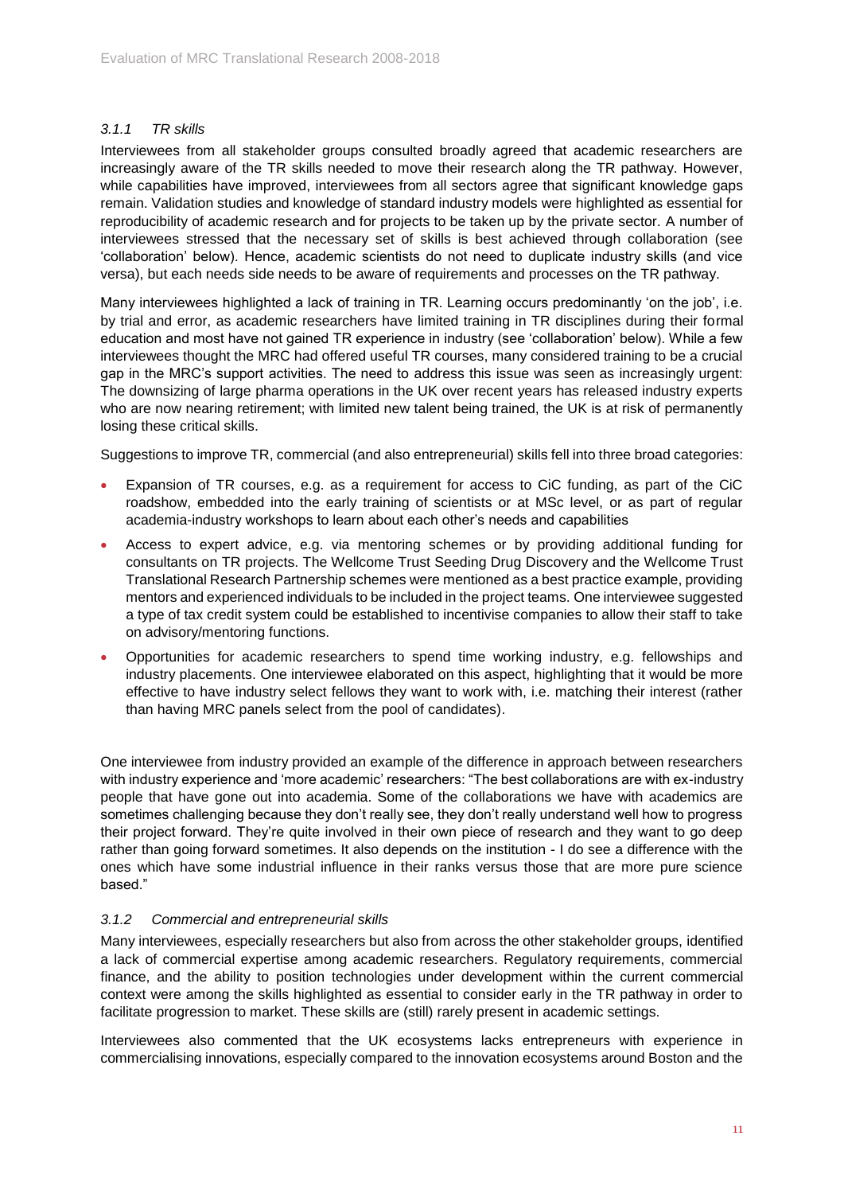### *3.1.1 TR skills*

Interviewees from all stakeholder groups consulted broadly agreed that academic researchers are increasingly aware of the TR skills needed to move their research along the TR pathway. However, while capabilities have improved, interviewees from all sectors agree that significant knowledge gaps remain. Validation studies and knowledge of standard industry models were highlighted as essential for reproducibility of academic research and for projects to be taken up by the private sector. A number of interviewees stressed that the necessary set of skills is best achieved through collaboration (see 'collaboration' below). Hence, academic scientists do not need to duplicate industry skills (and vice versa), but each needs side needs to be aware of requirements and processes on the TR pathway.

Many interviewees highlighted a lack of training in TR. Learning occurs predominantly 'on the job', i.e. by trial and error, as academic researchers have limited training in TR disciplines during their formal education and most have not gained TR experience in industry (see 'collaboration' below). While a few interviewees thought the MRC had offered useful TR courses, many considered training to be a crucial gap in the MRC's support activities. The need to address this issue was seen as increasingly urgent: The downsizing of large pharma operations in the UK over recent years has released industry experts who are now nearing retirement; with limited new talent being trained, the UK is at risk of permanently losing these critical skills.

Suggestions to improve TR, commercial (and also entrepreneurial) skills fell into three broad categories:

- Expansion of TR courses, e.g. as a requirement for access to CiC funding, as part of the CiC roadshow, embedded into the early training of scientists or at MSc level, or as part of regular academia-industry workshops to learn about each other's needs and capabilities
- Access to expert advice, e.g. via mentoring schemes or by providing additional funding for consultants on TR projects. The Wellcome Trust Seeding Drug Discovery and the Wellcome Trust Translational Research Partnership schemes were mentioned as a best practice example, providing mentors and experienced individuals to be included in the project teams. One interviewee suggested a type of tax credit system could be established to incentivise companies to allow their staff to take on advisory/mentoring functions.
- Opportunities for academic researchers to spend time working industry, e.g. fellowships and industry placements. One interviewee elaborated on this aspect, highlighting that it would be more effective to have industry select fellows they want to work with, i.e. matching their interest (rather than having MRC panels select from the pool of candidates).

One interviewee from industry provided an example of the difference in approach between researchers with industry experience and 'more academic' researchers: "The best collaborations are with ex-industry people that have gone out into academia. Some of the collaborations we have with academics are sometimes challenging because they don't really see, they don't really understand well how to progress their project forward. They're quite involved in their own piece of research and they want to go deep rather than going forward sometimes. It also depends on the institution - I do see a difference with the ones which have some industrial influence in their ranks versus those that are more pure science based."

### *3.1.2 Commercial and entrepreneurial skills*

Many interviewees, especially researchers but also from across the other stakeholder groups, identified a lack of commercial expertise among academic researchers. Regulatory requirements, commercial finance, and the ability to position technologies under development within the current commercial context were among the skills highlighted as essential to consider early in the TR pathway in order to facilitate progression to market. These skills are (still) rarely present in academic settings.

Interviewees also commented that the UK ecosystems lacks entrepreneurs with experience in commercialising innovations, especially compared to the innovation ecosystems around Boston and the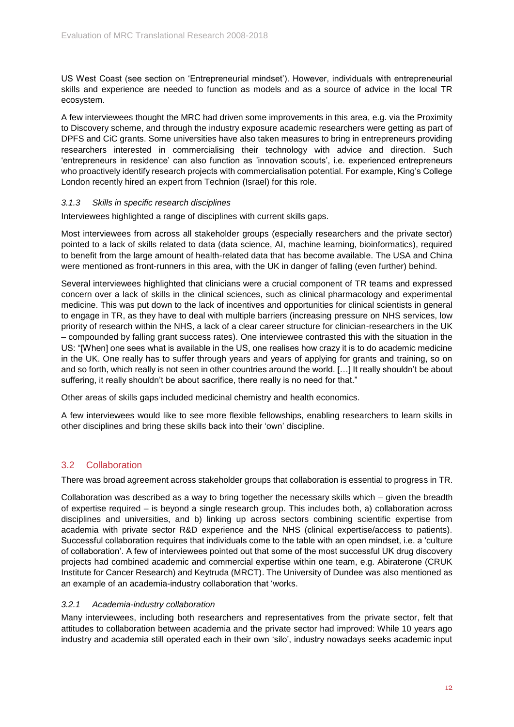US West Coast (see section on 'Entrepreneurial mindset'). However, individuals with entrepreneurial skills and experience are needed to function as models and as a source of advice in the local TR ecosystem.

A few interviewees thought the MRC had driven some improvements in this area, e.g. via the Proximity to Discovery scheme, and through the industry exposure academic researchers were getting as part of DPFS and CiC grants. Some universities have also taken measures to bring in entrepreneurs providing researchers interested in commercialising their technology with advice and direction. Such 'entrepreneurs in residence' can also function as 'innovation scouts', i.e. experienced entrepreneurs who proactively identify research projects with commercialisation potential. For example, King's College London recently hired an expert from Technion (Israel) for this role.

### *3.1.3 Skills in specific research disciplines*

Interviewees highlighted a range of disciplines with current skills gaps.

Most interviewees from across all stakeholder groups (especially researchers and the private sector) pointed to a lack of skills related to data (data science, AI, machine learning, bioinformatics), required to benefit from the large amount of health-related data that has become available. The USA and China were mentioned as front-runners in this area, with the UK in danger of falling (even further) behind.

Several interviewees highlighted that clinicians were a crucial component of TR teams and expressed concern over a lack of skills in the clinical sciences, such as clinical pharmacology and experimental medicine. This was put down to the lack of incentives and opportunities for clinical scientists in general to engage in TR, as they have to deal with multiple barriers (increasing pressure on NHS services, low priority of research within the NHS, a lack of a clear career structure for clinician-researchers in the UK – compounded by falling grant success rates). One interviewee contrasted this with the situation in the US: "[When] one sees what is available in the US, one realises how crazy it is to do academic medicine in the UK. One really has to suffer through years and years of applying for grants and training, so on and so forth, which really is not seen in other countries around the world. […] It really shouldn't be about suffering, it really shouldn't be about sacrifice, there really is no need for that."

Other areas of skills gaps included medicinal chemistry and health economics.

A few interviewees would like to see more flexible fellowships, enabling researchers to learn skills in other disciplines and bring these skills back into their 'own' discipline.

## 3.2 Collaboration

There was broad agreement across stakeholder groups that collaboration is essential to progress in TR.

Collaboration was described as a way to bring together the necessary skills which – given the breadth of expertise required – is beyond a single research group. This includes both, a) collaboration across disciplines and universities, and b) linking up across sectors combining scientific expertise from academia with private sector R&D experience and the NHS (clinical expertise/access to patients). Successful collaboration requires that individuals come to the table with an open mindset, i.e. a 'culture of collaboration'. A few of interviewees pointed out that some of the most successful UK drug discovery projects had combined academic and commercial expertise within one team, e.g. Abiraterone (CRUK Institute for Cancer Research) and Keytruda (MRCT). The University of Dundee was also mentioned as an example of an academia-industry collaboration that 'works.

### *3.2.1 Academia-industry collaboration*

Many interviewees, including both researchers and representatives from the private sector, felt that attitudes to collaboration between academia and the private sector had improved: While 10 years ago industry and academia still operated each in their own 'silo', industry nowadays seeks academic input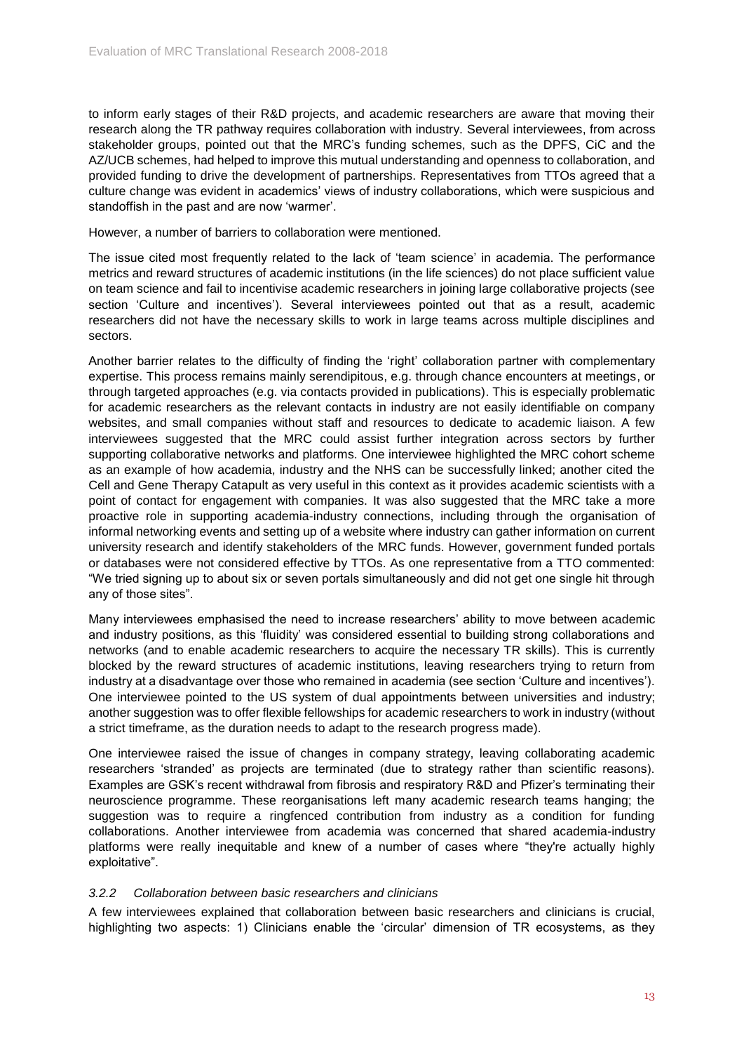to inform early stages of their R&D projects, and academic researchers are aware that moving their research along the TR pathway requires collaboration with industry. Several interviewees, from across stakeholder groups, pointed out that the MRC's funding schemes, such as the DPFS, CiC and the AZ/UCB schemes, had helped to improve this mutual understanding and openness to collaboration, and provided funding to drive the development of partnerships. Representatives from TTOs agreed that a culture change was evident in academics' views of industry collaborations, which were suspicious and standoffish in the past and are now 'warmer'.

However, a number of barriers to collaboration were mentioned.

The issue cited most frequently related to the lack of 'team science' in academia. The performance metrics and reward structures of academic institutions (in the life sciences) do not place sufficient value on team science and fail to incentivise academic researchers in joining large collaborative projects (see section 'Culture and incentives'). Several interviewees pointed out that as a result, academic researchers did not have the necessary skills to work in large teams across multiple disciplines and sectors.

Another barrier relates to the difficulty of finding the 'right' collaboration partner with complementary expertise. This process remains mainly serendipitous, e.g. through chance encounters at meetings, or through targeted approaches (e.g. via contacts provided in publications). This is especially problematic for academic researchers as the relevant contacts in industry are not easily identifiable on company websites, and small companies without staff and resources to dedicate to academic liaison. A few interviewees suggested that the MRC could assist further integration across sectors by further supporting collaborative networks and platforms. One interviewee highlighted the MRC cohort scheme as an example of how academia, industry and the NHS can be successfully linked; another cited the Cell and Gene Therapy Catapult as very useful in this context as it provides academic scientists with a point of contact for engagement with companies. It was also suggested that the MRC take a more proactive role in supporting academia-industry connections, including through the organisation of informal networking events and setting up of a website where industry can gather information on current university research and identify stakeholders of the MRC funds. However, government funded portals or databases were not considered effective by TTOs. As one representative from a TTO commented: "We tried signing up to about six or seven portals simultaneously and did not get one single hit through any of those sites".

Many interviewees emphasised the need to increase researchers' ability to move between academic and industry positions, as this 'fluidity' was considered essential to building strong collaborations and networks (and to enable academic researchers to acquire the necessary TR skills). This is currently blocked by the reward structures of academic institutions, leaving researchers trying to return from industry at a disadvantage over those who remained in academia (see section 'Culture and incentives'). One interviewee pointed to the US system of dual appointments between universities and industry; another suggestion was to offer flexible fellowships for academic researchers to work in industry (without a strict timeframe, as the duration needs to adapt to the research progress made).

One interviewee raised the issue of changes in company strategy, leaving collaborating academic researchers 'stranded' as projects are terminated (due to strategy rather than scientific reasons). Examples are GSK's recent withdrawal from fibrosis and respiratory R&D and Pfizer's terminating their neuroscience programme. These reorganisations left many academic research teams hanging; the suggestion was to require a ringfenced contribution from industry as a condition for funding collaborations. Another interviewee from academia was concerned that shared academia-industry platforms were really inequitable and knew of a number of cases where "they're actually highly exploitative".

### *3.2.2 Collaboration between basic researchers and clinicians*

A few interviewees explained that collaboration between basic researchers and clinicians is crucial, highlighting two aspects: 1) Clinicians enable the 'circular' dimension of TR ecosystems, as they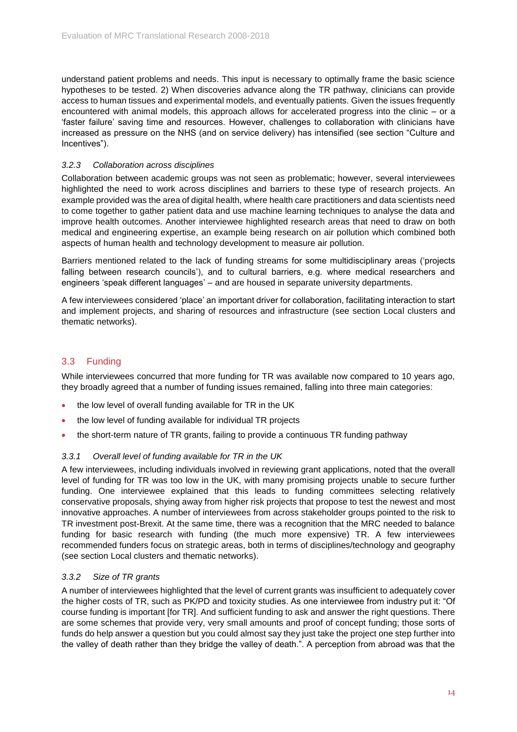understand patient problems and needs. This input is necessary to optimally frame the basic science hypotheses to be tested. 2) When discoveries advance along the TR pathway, clinicians can provide access to human tissues and experimental models, and eventually patients. Given the issues frequently encountered with animal models, this approach allows for accelerated progress into the clinic – or a 'faster failure' saving time and resources. However, challenges to collaboration with clinicians have increased as pressure on the NHS (and on service delivery) has intensified (see section "Culture and Incentives").

### *3.2.3 Collaboration across disciplines*

Collaboration between academic groups was not seen as problematic; however, several interviewees highlighted the need to work across disciplines and barriers to these type of research projects. An example provided was the area of digital health, where health care practitioners and data scientists need to come together to gather patient data and use machine learning techniques to analyse the data and improve health outcomes. Another interviewee highlighted research areas that need to draw on both medical and engineering expertise, an example being research on air pollution which combined both aspects of human health and technology development to measure air pollution.

Barriers mentioned related to the lack of funding streams for some multidisciplinary areas ('projects falling between research councils'), and to cultural barriers, e.g. where medical researchers and engineers 'speak different languages' – and are housed in separate university departments.

A few interviewees considered 'place' an important driver for collaboration, facilitating interaction to start and implement projects, and sharing of resources and infrastructure (see section Local clusters and thematic networks).

## 3.3 Funding

While interviewees concurred that more funding for TR was available now compared to 10 years ago, they broadly agreed that a number of funding issues remained, falling into three main categories:

- the low level of overall funding available for TR in the UK
- the low level of funding available for individual TR projects
- the short-term nature of TR grants, failing to provide a continuous TR funding pathway

### *3.3.1 Overall level of funding available for TR in the UK*

A few interviewees, including individuals involved in reviewing grant applications, noted that the overall level of funding for TR was too low in the UK, with many promising projects unable to secure further funding. One interviewee explained that this leads to funding committees selecting relatively conservative proposals, shying away from higher risk projects that propose to test the newest and most innovative approaches. A number of interviewees from across stakeholder groups pointed to the risk to TR investment post-Brexit. At the same time, there was a recognition that the MRC needed to balance funding for basic research with funding (the much more expensive) TR. A few interviewees recommended funders focus on strategic areas, both in terms of disciplines/technology and geography (see section Local clusters and thematic networks).

### *3.3.2 Size of TR grants*

A number of interviewees highlighted that the level of current grants was insufficient to adequately cover the higher costs of TR, such as PK/PD and toxicity studies. As one interviewee from industry put it: "Of course funding is important [for TR]. And sufficient funding to ask and answer the right questions. There are some schemes that provide very, very small amounts and proof of concept funding; those sorts of funds do help answer a question but you could almost say they just take the project one step further into the valley of death rather than they bridge the valley of death.". A perception from abroad was that the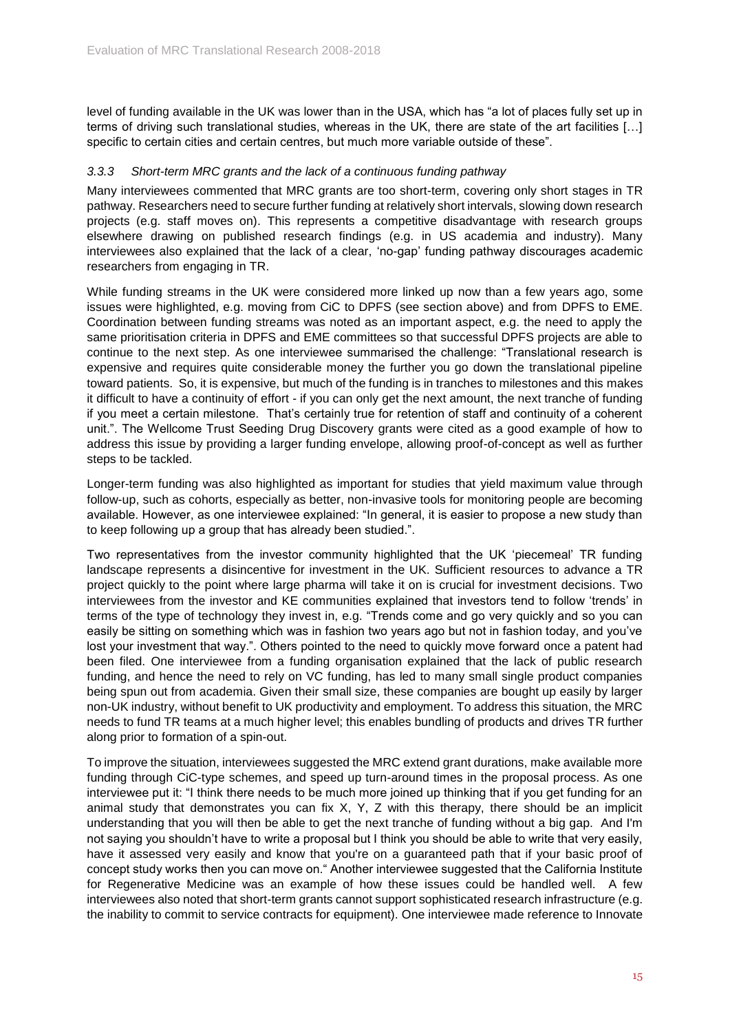level of funding available in the UK was lower than in the USA, which has "a lot of places fully set up in terms of driving such translational studies, whereas in the UK, there are state of the art facilities […] specific to certain cities and certain centres, but much more variable outside of these".

### *3.3.3 Short-term MRC grants and the lack of a continuous funding pathway*

Many interviewees commented that MRC grants are too short-term, covering only short stages in TR pathway. Researchers need to secure further funding at relatively short intervals, slowing down research projects (e.g. staff moves on). This represents a competitive disadvantage with research groups elsewhere drawing on published research findings (e.g. in US academia and industry). Many interviewees also explained that the lack of a clear, 'no-gap' funding pathway discourages academic researchers from engaging in TR.

While funding streams in the UK were considered more linked up now than a few years ago, some issues were highlighted, e.g. moving from CiC to DPFS (see section above) and from DPFS to EME. Coordination between funding streams was noted as an important aspect, e.g. the need to apply the same prioritisation criteria in DPFS and EME committees so that successful DPFS projects are able to continue to the next step. As one interviewee summarised the challenge: "Translational research is expensive and requires quite considerable money the further you go down the translational pipeline toward patients. So, it is expensive, but much of the funding is in tranches to milestones and this makes it difficult to have a continuity of effort - if you can only get the next amount, the next tranche of funding if you meet a certain milestone. That's certainly true for retention of staff and continuity of a coherent unit.". The Wellcome Trust Seeding Drug Discovery grants were cited as a good example of how to address this issue by providing a larger funding envelope, allowing proof-of-concept as well as further steps to be tackled.

Longer-term funding was also highlighted as important for studies that yield maximum value through follow-up, such as cohorts, especially as better, non-invasive tools for monitoring people are becoming available. However, as one interviewee explained: "In general, it is easier to propose a new study than to keep following up a group that has already been studied.".

Two representatives from the investor community highlighted that the UK 'piecemeal' TR funding landscape represents a disincentive for investment in the UK. Sufficient resources to advance a TR project quickly to the point where large pharma will take it on is crucial for investment decisions. Two interviewees from the investor and KE communities explained that investors tend to follow 'trends' in terms of the type of technology they invest in, e.g. "Trends come and go very quickly and so you can easily be sitting on something which was in fashion two years ago but not in fashion today, and you've lost your investment that way.". Others pointed to the need to quickly move forward once a patent had been filed. One interviewee from a funding organisation explained that the lack of public research funding, and hence the need to rely on VC funding, has led to many small single product companies being spun out from academia. Given their small size, these companies are bought up easily by larger non-UK industry, without benefit to UK productivity and employment. To address this situation, the MRC needs to fund TR teams at a much higher level; this enables bundling of products and drives TR further along prior to formation of a spin-out.

To improve the situation, interviewees suggested the MRC extend grant durations, make available more funding through CiC-type schemes, and speed up turn-around times in the proposal process. As one interviewee put it: "I think there needs to be much more joined up thinking that if you get funding for an animal study that demonstrates you can fix X, Y, Z with this therapy, there should be an implicit understanding that you will then be able to get the next tranche of funding without a big gap. And I'm not saying you shouldn't have to write a proposal but I think you should be able to write that very easily, have it assessed very easily and know that you're on a guaranteed path that if your basic proof of concept study works then you can move on." Another interviewee suggested that the California Institute for Regenerative Medicine was an example of how these issues could be handled well. A few interviewees also noted that short-term grants cannot support sophisticated research infrastructure (e.g. the inability to commit to service contracts for equipment). One interviewee made reference to Innovate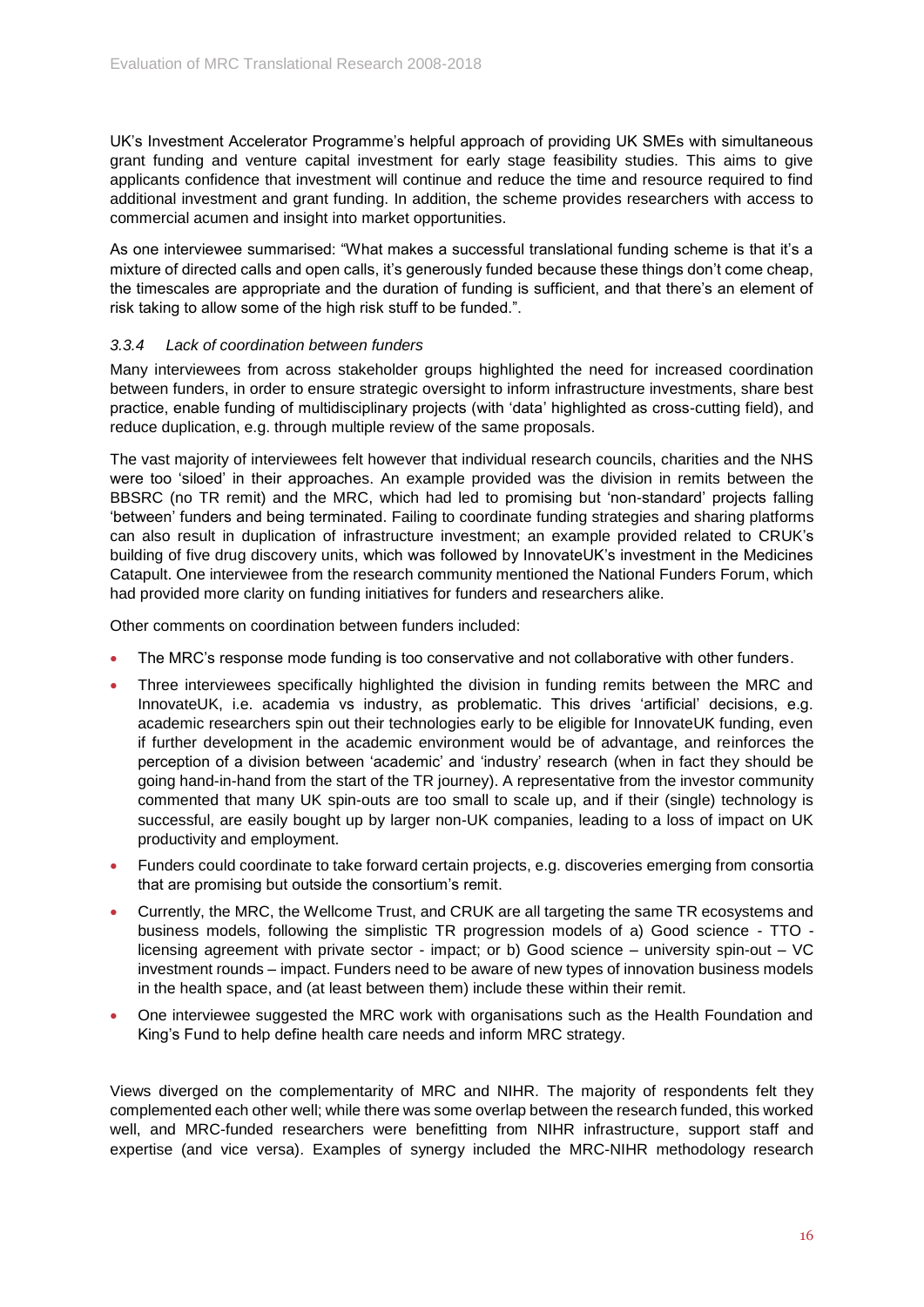UK's Investment Accelerator Programme's helpful approach of providing UK SMEs with simultaneous grant funding and venture capital investment for early stage feasibility studies. This aims to give applicants confidence that investment will continue and reduce the time and resource required to find additional investment and grant funding. In addition, the scheme provides researchers with access to commercial acumen and insight into market opportunities.

As one interviewee summarised: "What makes a successful translational funding scheme is that it's a mixture of directed calls and open calls, it's generously funded because these things don't come cheap, the timescales are appropriate and the duration of funding is sufficient, and that there's an element of risk taking to allow some of the high risk stuff to be funded.".

#### *3.3.4 Lack of coordination between funders*

Many interviewees from across stakeholder groups highlighted the need for increased coordination between funders, in order to ensure strategic oversight to inform infrastructure investments, share best practice, enable funding of multidisciplinary projects (with 'data' highlighted as cross-cutting field), and reduce duplication, e.g. through multiple review of the same proposals.

The vast majority of interviewees felt however that individual research councils, charities and the NHS were too 'siloed' in their approaches. An example provided was the division in remits between the BBSRC (no TR remit) and the MRC, which had led to promising but 'non-standard' projects falling 'between' funders and being terminated. Failing to coordinate funding strategies and sharing platforms can also result in duplication of infrastructure investment; an example provided related to CRUK's building of five drug discovery units, which was followed by InnovateUK's investment in the Medicines Catapult. One interviewee from the research community mentioned the National Funders Forum, which had provided more clarity on funding initiatives for funders and researchers alike.

Other comments on coordination between funders included:

- The MRC's response mode funding is too conservative and not collaborative with other funders.
- Three interviewees specifically highlighted the division in funding remits between the MRC and InnovateUK, i.e. academia vs industry, as problematic. This drives 'artificial' decisions, e.g. academic researchers spin out their technologies early to be eligible for InnovateUK funding, even if further development in the academic environment would be of advantage, and reinforces the perception of a division between 'academic' and 'industry' research (when in fact they should be going hand-in-hand from the start of the TR journey). A representative from the investor community commented that many UK spin-outs are too small to scale up, and if their (single) technology is successful, are easily bought up by larger non-UK companies, leading to a loss of impact on UK productivity and employment.
- Funders could coordinate to take forward certain projects, e.g. discoveries emerging from consortia that are promising but outside the consortium's remit.
- Currently, the MRC, the Wellcome Trust, and CRUK are all targeting the same TR ecosystems and business models, following the simplistic TR progression models of a) Good science - TTO - licensing agreement with private sector - impact; or b) Good science – university spin-out – VC investment rounds – impact. Funders need to be aware of new types of innovation business models in the health space, and (at least between them) include these within their remit.
- One interviewee suggested the MRC work with organisations such as the Health Foundation and King's Fund to help define health care needs and inform MRC strategy.

Views diverged on the complementarity of MRC and NIHR. The majority of respondents felt they complemented each other well; while there was some overlap between the research funded, this worked well, and MRC-funded researchers were benefitting from NIHR infrastructure, support staff and expertise (and vice versa). Examples of synergy included the MRC-NIHR methodology research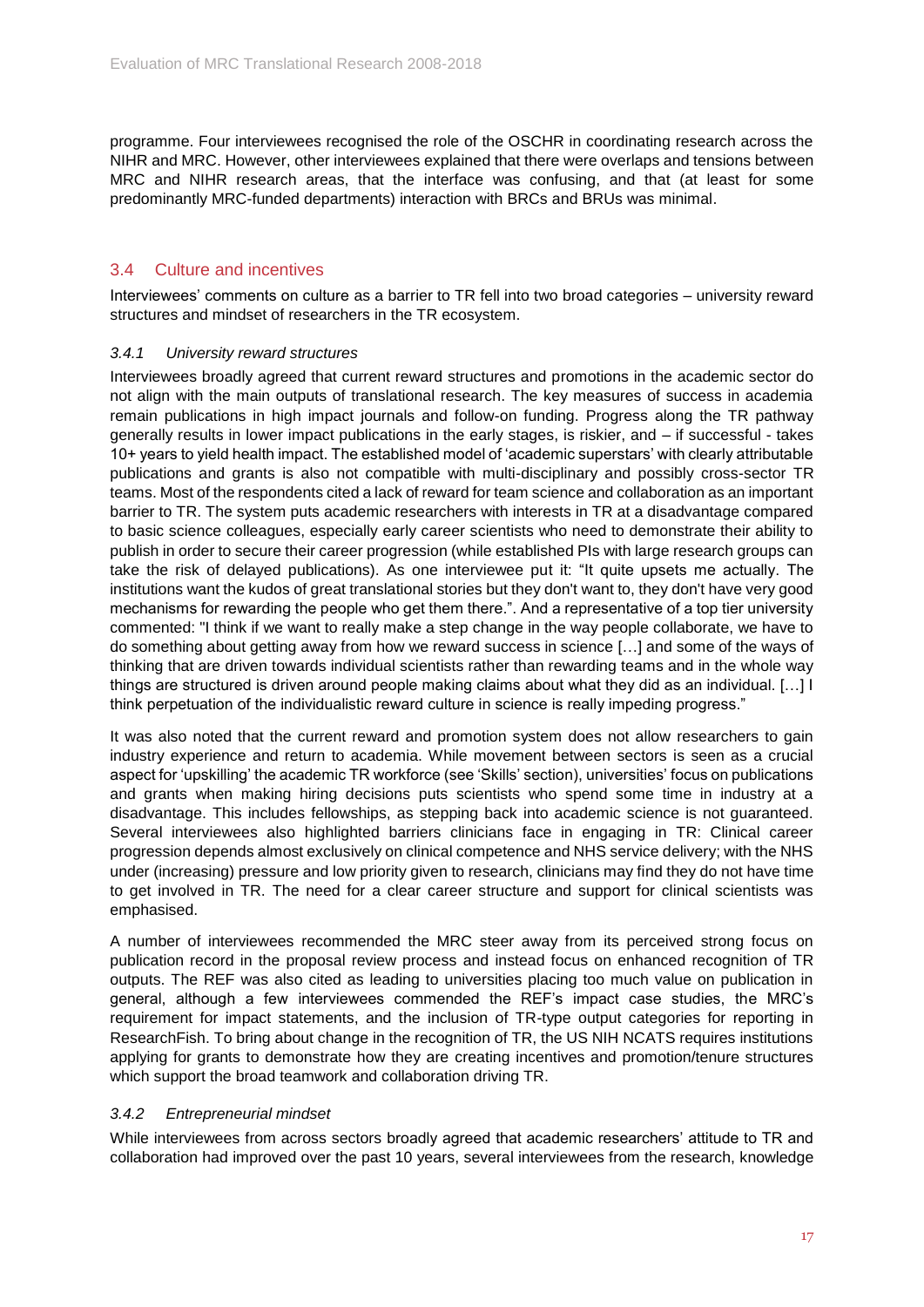programme. Four interviewees recognised the role of the OSCHR in coordinating research across the NIHR and MRC. However, other interviewees explained that there were overlaps and tensions between MRC and NIHR research areas, that the interface was confusing, and that (at least for some predominantly MRC-funded departments) interaction with BRCs and BRUs was minimal.

## 3.4 Culture and incentives

Interviewees' comments on culture as a barrier to TR fell into two broad categories – university reward structures and mindset of researchers in the TR ecosystem.

### *3.4.1 University reward structures*

Interviewees broadly agreed that current reward structures and promotions in the academic sector do not align with the main outputs of translational research. The key measures of success in academia remain publications in high impact journals and follow-on funding. Progress along the TR pathway generally results in lower impact publications in the early stages, is riskier, and – if successful - takes 10+ years to yield health impact. The established model of 'academic superstars' with clearly attributable publications and grants is also not compatible with multi-disciplinary and possibly cross-sector TR teams. Most of the respondents cited a lack of reward for team science and collaboration as an important barrier to TR. The system puts academic researchers with interests in TR at a disadvantage compared to basic science colleagues, especially early career scientists who need to demonstrate their ability to publish in order to secure their career progression (while established PIs with large research groups can take the risk of delayed publications). As one interviewee put it: "It quite upsets me actually. The institutions want the kudos of great translational stories but they don't want to, they don't have very good mechanisms for rewarding the people who get them there.". And a representative of a top tier university commented: "I think if we want to really make a step change in the way people collaborate, we have to do something about getting away from how we reward success in science […] and some of the ways of thinking that are driven towards individual scientists rather than rewarding teams and in the whole way things are structured is driven around people making claims about what they did as an individual. […] I think perpetuation of the individualistic reward culture in science is really impeding progress."

It was also noted that the current reward and promotion system does not allow researchers to gain industry experience and return to academia. While movement between sectors is seen as a crucial aspect for 'upskilling' the academic TR workforce (see 'Skills' section), universities' focus on publications and grants when making hiring decisions puts scientists who spend some time in industry at a disadvantage. This includes fellowships, as stepping back into academic science is not guaranteed. Several interviewees also highlighted barriers clinicians face in engaging in TR: Clinical career progression depends almost exclusively on clinical competence and NHS service delivery; with the NHS under (increasing) pressure and low priority given to research, clinicians may find they do not have time to get involved in TR. The need for a clear career structure and support for clinical scientists was emphasised.

A number of interviewees recommended the MRC steer away from its perceived strong focus on publication record in the proposal review process and instead focus on enhanced recognition of TR outputs. The REF was also cited as leading to universities placing too much value on publication in general, although a few interviewees commended the REF's impact case studies, the MRC's requirement for impact statements, and the inclusion of TR-type output categories for reporting in ResearchFish. To bring about change in the recognition of TR, the US NIH NCATS requires institutions applying for grants to demonstrate how they are creating incentives and promotion/tenure structures which support the broad teamwork and collaboration driving TR.

### *3.4.2 Entrepreneurial mindset*

While interviewees from across sectors broadly agreed that academic researchers' attitude to TR and collaboration had improved over the past 10 years, several interviewees from the research, knowledge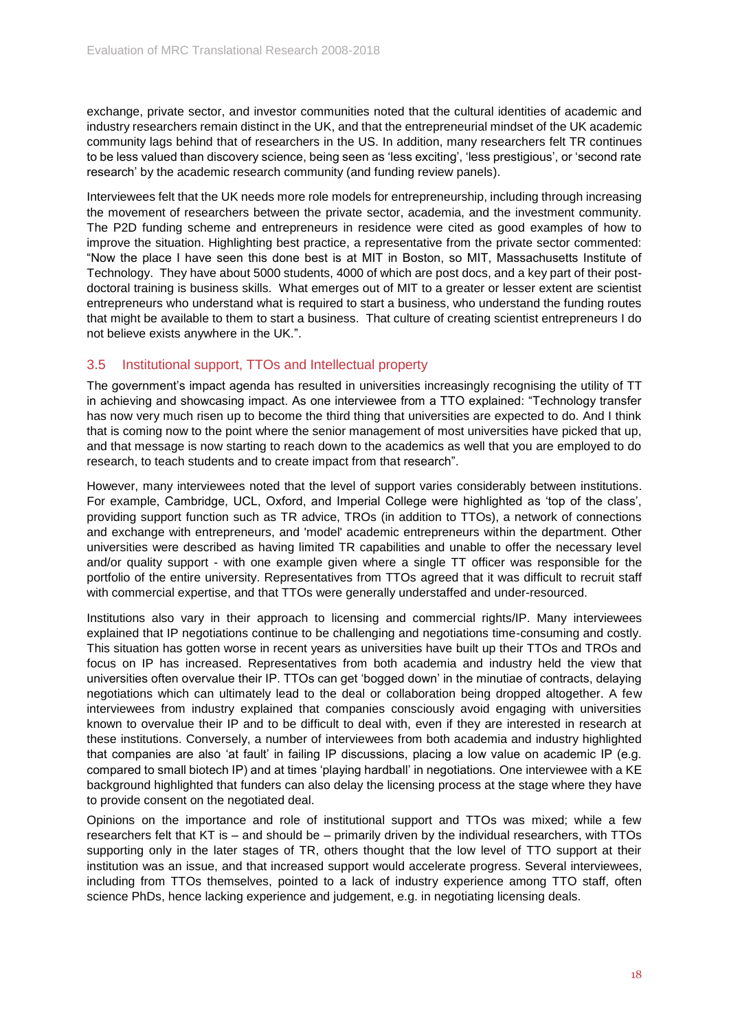exchange, private sector, and investor communities noted that the cultural identities of academic and industry researchers remain distinct in the UK, and that the entrepreneurial mindset of the UK academic community lags behind that of researchers in the US. In addition, many researchers felt TR continues to be less valued than discovery science, being seen as 'less exciting', 'less prestigious', or 'second rate research' by the academic research community (and funding review panels).

Interviewees felt that the UK needs more role models for entrepreneurship, including through increasing the movement of researchers between the private sector, academia, and the investment community. The P2D funding scheme and entrepreneurs in residence were cited as good examples of how to improve the situation. Highlighting best practice, a representative from the private sector commented: "Now the place I have seen this done best is at MIT in Boston, so MIT, Massachusetts Institute of Technology. They have about 5000 students, 4000 of which are post docs, and a key part of their post-doctoral training is business skills. What emerges out of MIT to a greater or lesser extent are scientist entrepreneurs who understand what is required to start a business, who understand the funding routes that might be available to them to start a business. That culture of creating scientist entrepreneurs I do not believe exists anywhere in the UK.".

## 3.5 Institutional support, TTOs and Intellectual property

The government's impact agenda has resulted in universities increasingly recognising the utility of TT in achieving and showcasing impact. As one interviewee from a TTO explained: "Technology transfer has now very much risen up to become the third thing that universities are expected to do. And I think that is coming now to the point where the senior management of most universities have picked that up, and that message is now starting to reach down to the academics as well that you are employed to do research, to teach students and to create impact from that research".

However, many interviewees noted that the level of support varies considerably between institutions. For example, Cambridge, UCL, Oxford, and Imperial College were highlighted as 'top of the class', providing support function such as TR advice, TROs (in addition to TTOs), a network of connections and exchange with entrepreneurs, and 'model' academic entrepreneurs within the department. Other universities were described as having limited TR capabilities and unable to offer the necessary level and/or quality support - with one example given where a single TT officer was responsible for the portfolio of the entire university. Representatives from TTOs agreed that it was difficult to recruit staff with commercial expertise, and that TTOs were generally understaffed and under-resourced.

Institutions also vary in their approach to licensing and commercial rights/IP. Many interviewees explained that IP negotiations continue to be challenging and negotiations time-consuming and costly. This situation has gotten worse in recent years as universities have built up their TTOs and TROs and focus on IP has increased. Representatives from both academia and industry held the view that universities often overvalue their IP. TTOs can get 'bogged down' in the minutiae of contracts, delaying negotiations which can ultimately lead to the deal or collaboration being dropped altogether. A few interviewees from industry explained that companies consciously avoid engaging with universities known to overvalue their IP and to be difficult to deal with, even if they are interested in research at these institutions. Conversely, a number of interviewees from both academia and industry highlighted that companies are also 'at fault' in failing IP discussions, placing a low value on academic IP (e.g. compared to small biotech IP) and at times 'playing hardball' in negotiations. One interviewee with a KE background highlighted that funders can also delay the licensing process at the stage where they have to provide consent on the negotiated deal.

Opinions on the importance and role of institutional support and TTOs was mixed; while a few researchers felt that KT is – and should be – primarily driven by the individual researchers, with TTOs supporting only in the later stages of TR, others thought that the low level of TTO support at their institution was an issue, and that increased support would accelerate progress. Several interviewees, including from TTOs themselves, pointed to a lack of industry experience among TTO staff, often science PhDs, hence lacking experience and judgement, e.g. in negotiating licensing deals.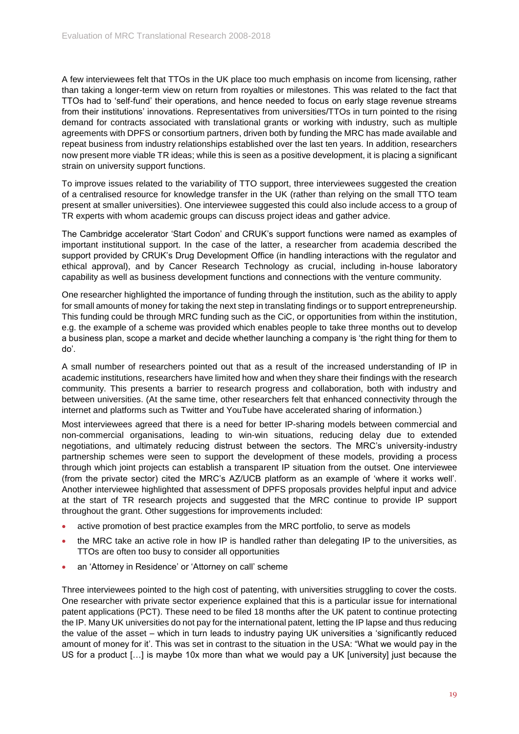A few interviewees felt that TTOs in the UK place too much emphasis on income from licensing, rather than taking a longer-term view on return from royalties or milestones. This was related to the fact that TTOs had to 'self-fund' their operations, and hence needed to focus on early stage revenue streams from their institutions' innovations. Representatives from universities/TTOs in turn pointed to the rising demand for contracts associated with translational grants or working with industry, such as multiple agreements with DPFS or consortium partners, driven both by funding the MRC has made available and repeat business from industry relationships established over the last ten years. In addition, researchers now present more viable TR ideas; while this is seen as a positive development, it is placing a significant strain on university support functions.

To improve issues related to the variability of TTO support, three interviewees suggested the creation of a centralised resource for knowledge transfer in the UK (rather than relying on the small TTO team present at smaller universities). One interviewee suggested this could also include access to a group of TR experts with whom academic groups can discuss project ideas and gather advice.

The Cambridge accelerator 'Start Codon' and CRUK's support functions were named as examples of important institutional support. In the case of the latter, a researcher from academia described the support provided by CRUK's Drug Development Office (in handling interactions with the regulator and ethical approval), and by Cancer Research Technology as crucial, including in-house laboratory capability as well as business development functions and connections with the venture community.

One researcher highlighted the importance of funding through the institution, such as the ability to apply for small amounts of money for taking the next step in translating findings or to support entrepreneurship. This funding could be through MRC funding such as the CiC, or opportunities from within the institution, e.g. the example of a scheme was provided which enables people to take three months out to develop a business plan, scope a market and decide whether launching a company is 'the right thing for them to do'.

A small number of researchers pointed out that as a result of the increased understanding of IP in academic institutions, researchers have limited how and when they share their findings with the research community. This presents a barrier to research progress and collaboration, both with industry and between universities. (At the same time, other researchers felt that enhanced connectivity through the internet and platforms such as Twitter and YouTube have accelerated sharing of information.)

Most interviewees agreed that there is a need for better IP-sharing models between commercial and non-commercial organisations, leading to win-win situations, reducing delay due to extended negotiations, and ultimately reducing distrust between the sectors. The MRC's university-industry partnership schemes were seen to support the development of these models, providing a process through which joint projects can establish a transparent IP situation from the outset. One interviewee (from the private sector) cited the MRC's AZ/UCB platform as an example of 'where it works well'. Another interviewee highlighted that assessment of DPFS proposals provides helpful input and advice at the start of TR research projects and suggested that the MRC continue to provide IP support throughout the grant. Other suggestions for improvements included:

- active promotion of best practice examples from the MRC portfolio, to serve as models
- the MRC take an active role in how IP is handled rather than delegating IP to the universities, as TTOs are often too busy to consider all opportunities
- an 'Attorney in Residence' or 'Attorney on call' scheme

Three interviewees pointed to the high cost of patenting, with universities struggling to cover the costs. One researcher with private sector experience explained that this is a particular issue for international patent applications (PCT). These need to be filed 18 months after the UK patent to continue protecting the IP. Many UK universities do not pay for the international patent, letting the IP lapse and thus reducing the value of the asset – which in turn leads to industry paying UK universities a 'significantly reduced amount of money for it'. This was set in contrast to the situation in the USA: "What we would pay in the US for a product […] is maybe 10x more than what we would pay a UK [university] just because the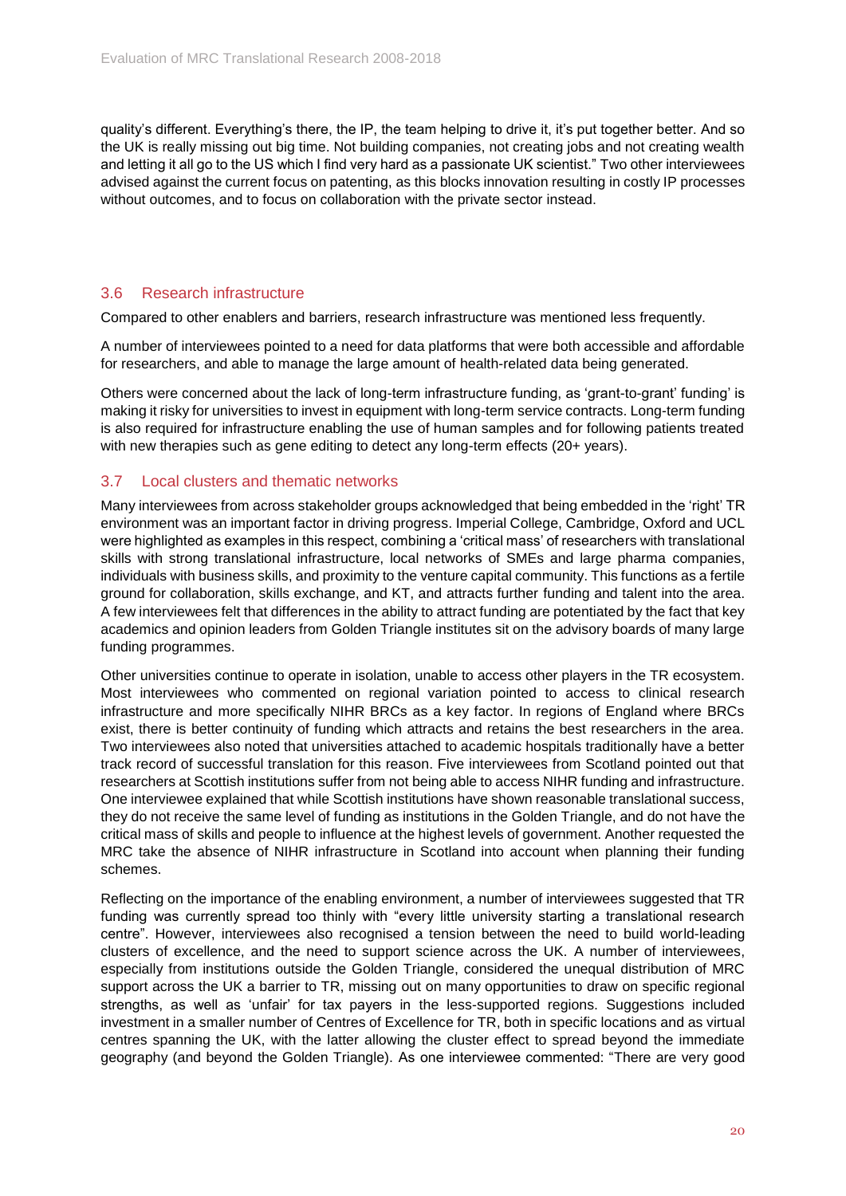quality's different. Everything's there, the IP, the team helping to drive it, it's put together better. And so the UK is really missing out big time. Not building companies, not creating jobs and not creating wealth and letting it all go to the US which I find very hard as a passionate UK scientist." Two other interviewees advised against the current focus on patenting, as this blocks innovation resulting in costly IP processes without outcomes, and to focus on collaboration with the private sector instead.

## 3.6 Research infrastructure

Compared to other enablers and barriers, research infrastructure was mentioned less frequently.

A number of interviewees pointed to a need for data platforms that were both accessible and affordable for researchers, and able to manage the large amount of health-related data being generated.

Others were concerned about the lack of long-term infrastructure funding, as 'grant-to-grant' funding' is making it risky for universities to invest in equipment with long-term service contracts. Long-term funding is also required for infrastructure enabling the use of human samples and for following patients treated with new therapies such as gene editing to detect any long-term effects (20+ years).

## 3.7 Local clusters and thematic networks

Many interviewees from across stakeholder groups acknowledged that being embedded in the 'right' TR environment was an important factor in driving progress. Imperial College, Cambridge, Oxford and UCL were highlighted as examples in this respect, combining a 'critical mass' of researchers with translational skills with strong translational infrastructure, local networks of SMEs and large pharma companies, individuals with business skills, and proximity to the venture capital community. This functions as a fertile ground for collaboration, skills exchange, and KT, and attracts further funding and talent into the area. A few interviewees felt that differences in the ability to attract funding are potentiated by the fact that key academics and opinion leaders from Golden Triangle institutes sit on the advisory boards of many large funding programmes.

Other universities continue to operate in isolation, unable to access other players in the TR ecosystem. Most interviewees who commented on regional variation pointed to access to clinical research infrastructure and more specifically NIHR BRCs as a key factor. In regions of England where BRCs exist, there is better continuity of funding which attracts and retains the best researchers in the area. Two interviewees also noted that universities attached to academic hospitals traditionally have a better track record of successful translation for this reason. Five interviewees from Scotland pointed out that researchers at Scottish institutions suffer from not being able to access NIHR funding and infrastructure. One interviewee explained that while Scottish institutions have shown reasonable translational success, they do not receive the same level of funding as institutions in the Golden Triangle, and do not have the critical mass of skills and people to influence at the highest levels of government. Another requested the MRC take the absence of NIHR infrastructure in Scotland into account when planning their funding schemes.

Reflecting on the importance of the enabling environment, a number of interviewees suggested that TR funding was currently spread too thinly with "every little university starting a translational research centre". However, interviewees also recognised a tension between the need to build world-leading clusters of excellence, and the need to support science across the UK. A number of interviewees, especially from institutions outside the Golden Triangle, considered the unequal distribution of MRC support across the UK a barrier to TR, missing out on many opportunities to draw on specific regional strengths, as well as 'unfair' for tax payers in the less-supported regions. Suggestions included investment in a smaller number of Centres of Excellence for TR, both in specific locations and as virtual centres spanning the UK, with the latter allowing the cluster effect to spread beyond the immediate geography (and beyond the Golden Triangle). As one interviewee commented: "There are very good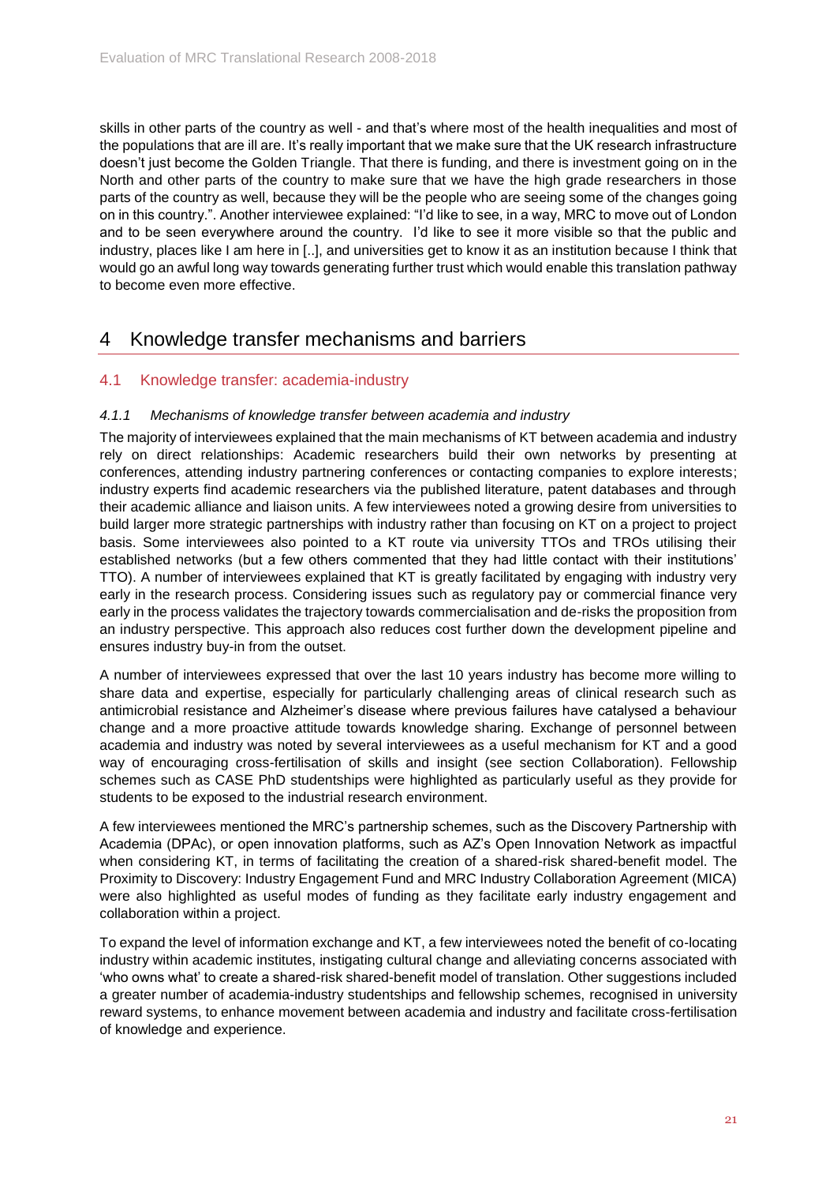skills in other parts of the country as well - and that's where most of the health inequalities and most of the populations that are ill are. It's really important that we make sure that the UK research infrastructure doesn't just become the Golden Triangle. That there is funding, and there is investment going on in the North and other parts of the country to make sure that we have the high grade researchers in those parts of the country as well, because they will be the people who are seeing some of the changes going on in this country.". Another interviewee explained: "I'd like to see, in a way, MRC to move out of London and to be seen everywhere around the country. I'd like to see it more visible so that the public and industry, places like I am here in [..], and universities get to know it as an institution because I think that would go an awful long way towards generating further trust which would enable this translation pathway to become even more effective.

# 4 Knowledge transfer mechanisms and barriers

## 4.1 Knowledge transfer: academia-industry

### *4.1.1 Mechanisms of knowledge transfer between academia and industry*

The majority of interviewees explained that the main mechanisms of KT between academia and industry rely on direct relationships: Academic researchers build their own networks by presenting at conferences, attending industry partnering conferences or contacting companies to explore interests; industry experts find academic researchers via the published literature, patent databases and through their academic alliance and liaison units. A few interviewees noted a growing desire from universities to build larger more strategic partnerships with industry rather than focusing on KT on a project to project basis. Some interviewees also pointed to a KT route via university TTOs and TROs utilising their established networks (but a few others commented that they had little contact with their institutions' TTO). A number of interviewees explained that KT is greatly facilitated by engaging with industry very early in the research process. Considering issues such as regulatory pay or commercial finance very early in the process validates the trajectory towards commercialisation and de-risks the proposition from an industry perspective. This approach also reduces cost further down the development pipeline and ensures industry buy-in from the outset.

A number of interviewees expressed that over the last 10 years industry has become more willing to share data and expertise, especially for particularly challenging areas of clinical research such as antimicrobial resistance and Alzheimer's disease where previous failures have catalysed a behaviour change and a more proactive attitude towards knowledge sharing. Exchange of personnel between academia and industry was noted by several interviewees as a useful mechanism for KT and a good way of encouraging cross-fertilisation of skills and insight (see section Collaboration). Fellowship schemes such as CASE PhD studentships were highlighted as particularly useful as they provide for students to be exposed to the industrial research environment.

A few interviewees mentioned the MRC's partnership schemes, such as the Discovery Partnership with Academia (DPAc), or open innovation platforms, such as AZ's Open Innovation Network as impactful when considering KT, in terms of facilitating the creation of a shared-risk shared-benefit model. The Proximity to Discovery: Industry Engagement Fund and MRC Industry Collaboration Agreement (MICA) were also highlighted as useful modes of funding as they facilitate early industry engagement and collaboration within a project.

To expand the level of information exchange and KT, a few interviewees noted the benefit of co-locating industry within academic institutes, instigating cultural change and alleviating concerns associated with 'who owns what' to create a shared-risk shared-benefit model of translation. Other suggestions included a greater number of academia-industry studentships and fellowship schemes, recognised in university reward systems, to enhance movement between academia and industry and facilitate cross-fertilisation of knowledge and experience.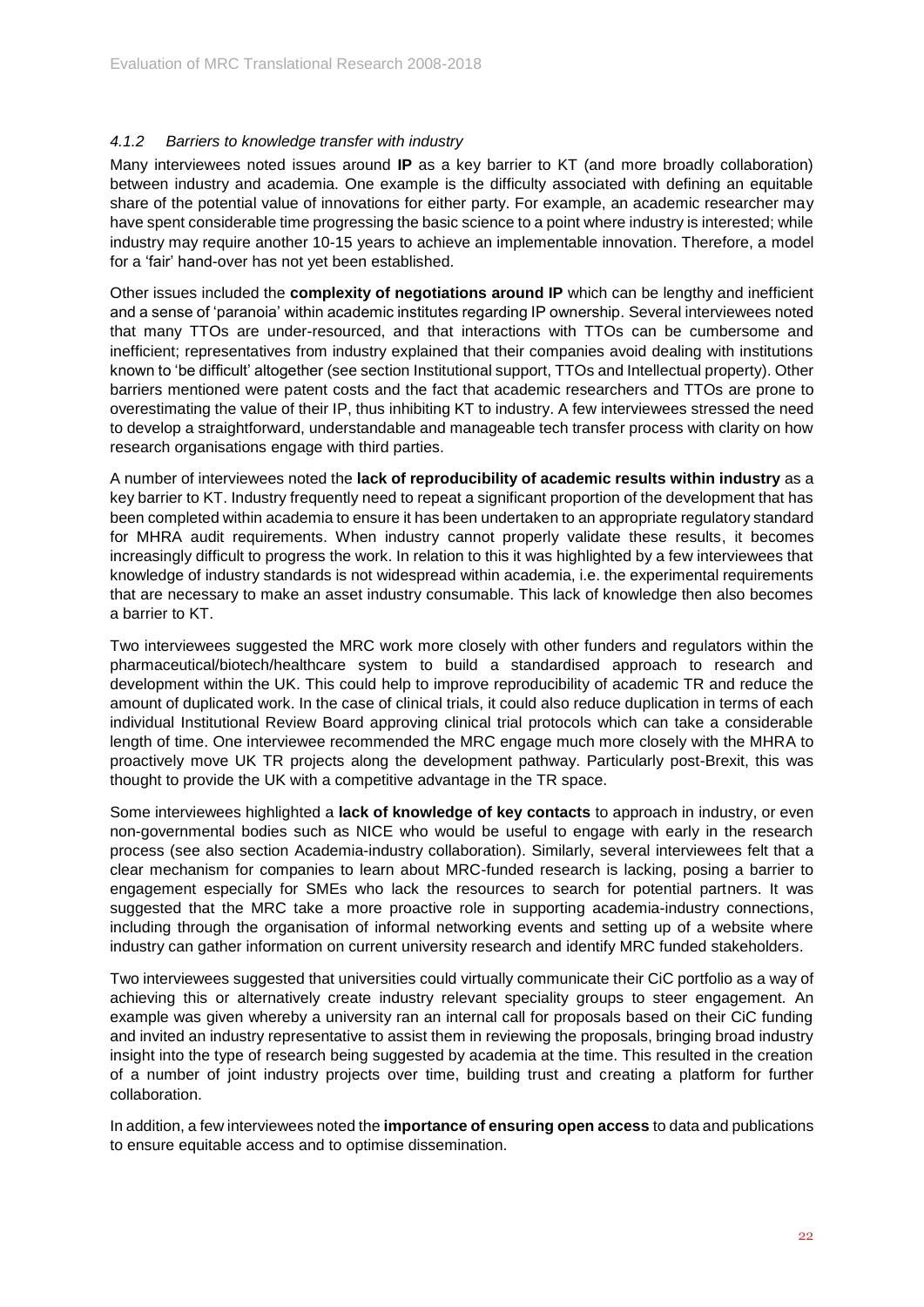### *4.1.2 Barriers to knowledge transfer with industry*

Many interviewees noted issues around **IP** as a key barrier to KT (and more broadly collaboration) between industry and academia. One example is the difficulty associated with defining an equitable share of the potential value of innovations for either party. For example, an academic researcher may have spent considerable time progressing the basic science to a point where industry is interested; while industry may require another 10-15 years to achieve an implementable innovation. Therefore, a model for a 'fair' hand-over has not yet been established.

Other issues included the **complexity of negotiations around IP** which can be lengthy and inefficient and a sense of 'paranoia' within academic institutes regarding IP ownership. Several interviewees noted that many TTOs are under-resourced, and that interactions with TTOs can be cumbersome and inefficient; representatives from industry explained that their companies avoid dealing with institutions known to 'be difficult' altogether (see section Institutional support, TTOs and Intellectual property). Other barriers mentioned were patent costs and the fact that academic researchers and TTOs are prone to overestimating the value of their IP, thus inhibiting KT to industry. A few interviewees stressed the need to develop a straightforward, understandable and manageable tech transfer process with clarity on how research organisations engage with third parties.

A number of interviewees noted the **lack of reproducibility of academic results within industry** as a key barrier to KT. Industry frequently need to repeat a significant proportion of the development that has been completed within academia to ensure it has been undertaken to an appropriate regulatory standard for MHRA audit requirements. When industry cannot properly validate these results, it becomes increasingly difficult to progress the work. In relation to this it was highlighted by a few interviewees that knowledge of industry standards is not widespread within academia, i.e. the experimental requirements that are necessary to make an asset industry consumable. This lack of knowledge then also becomes a barrier to KT.

Two interviewees suggested the MRC work more closely with other funders and regulators within the pharmaceutical/biotech/healthcare system to build a standardised approach to research and development within the UK. This could help to improve reproducibility of academic TR and reduce the amount of duplicated work. In the case of clinical trials, it could also reduce duplication in terms of each individual Institutional Review Board approving clinical trial protocols which can take a considerable length of time. One interviewee recommended the MRC engage much more closely with the MHRA to proactively move UK TR projects along the development pathway. Particularly post-Brexit, this was thought to provide the UK with a competitive advantage in the TR space.

Some interviewees highlighted a **lack of knowledge of key contacts** to approach in industry, or even non-governmental bodies such as NICE who would be useful to engage with early in the research process (see also section Academia-industry collaboration). Similarly, several interviewees felt that a clear mechanism for companies to learn about MRC-funded research is lacking, posing a barrier to engagement especially for SMEs who lack the resources to search for potential partners. It was suggested that the MRC take a more proactive role in supporting academia-industry connections, including through the organisation of informal networking events and setting up of a website where industry can gather information on current university research and identify MRC funded stakeholders.

Two interviewees suggested that universities could virtually communicate their CiC portfolio as a way of achieving this or alternatively create industry relevant speciality groups to steer engagement. An example was given whereby a university ran an internal call for proposals based on their CiC funding and invited an industry representative to assist them in reviewing the proposals, bringing broad industry insight into the type of research being suggested by academia at the time. This resulted in the creation of a number of joint industry projects over time, building trust and creating a platform for further collaboration.

In addition, a few interviewees noted the **importance of ensuring open access** to data and publications to ensure equitable access and to optimise dissemination.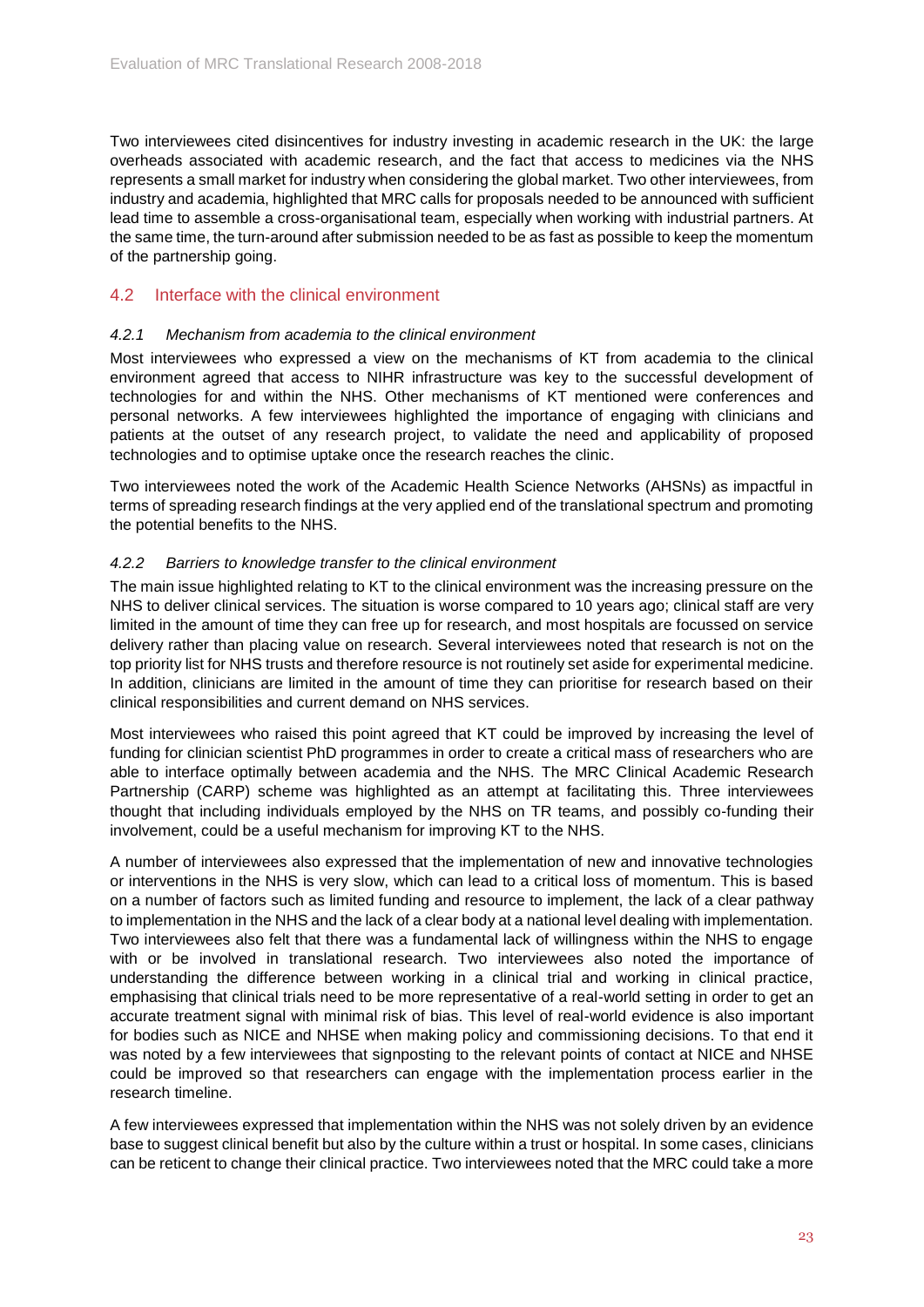Two interviewees cited disincentives for industry investing in academic research in the UK: the large overheads associated with academic research, and the fact that access to medicines via the NHS represents a small market for industry when considering the global market. Two other interviewees, from industry and academia, highlighted that MRC calls for proposals needed to be announced with sufficient lead time to assemble a cross-organisational team, especially when working with industrial partners. At the same time, the turn-around after submission needed to be as fast as possible to keep the momentum of the partnership going.

## 4.2 Interface with the clinical environment

### *4.2.1 Mechanism from academia to the clinical environment*

Most interviewees who expressed a view on the mechanisms of KT from academia to the clinical environment agreed that access to NIHR infrastructure was key to the successful development of technologies for and within the NHS. Other mechanisms of KT mentioned were conferences and personal networks. A few interviewees highlighted the importance of engaging with clinicians and patients at the outset of any research project, to validate the need and applicability of proposed technologies and to optimise uptake once the research reaches the clinic.

Two interviewees noted the work of the Academic Health Science Networks (AHSNs) as impactful in terms of spreading research findings at the very applied end of the translational spectrum and promoting the potential benefits to the NHS.

### *4.2.2 Barriers to knowledge transfer to the clinical environment*

The main issue highlighted relating to KT to the clinical environment was the increasing pressure on the NHS to deliver clinical services. The situation is worse compared to 10 years ago; clinical staff are very limited in the amount of time they can free up for research, and most hospitals are focussed on service delivery rather than placing value on research. Several interviewees noted that research is not on the top priority list for NHS trusts and therefore resource is not routinely set aside for experimental medicine. In addition, clinicians are limited in the amount of time they can prioritise for research based on their clinical responsibilities and current demand on NHS services.

Most interviewees who raised this point agreed that KT could be improved by increasing the level of funding for clinician scientist PhD programmes in order to create a critical mass of researchers who are able to interface optimally between academia and the NHS. The MRC Clinical Academic Research Partnership (CARP) scheme was highlighted as an attempt at facilitating this. Three interviewees thought that including individuals employed by the NHS on TR teams, and possibly co-funding their involvement, could be a useful mechanism for improving KT to the NHS.

A number of interviewees also expressed that the implementation of new and innovative technologies or interventions in the NHS is very slow, which can lead to a critical loss of momentum. This is based on a number of factors such as limited funding and resource to implement, the lack of a clear pathway to implementation in the NHS and the lack of a clear body at a national level dealing with implementation. Two interviewees also felt that there was a fundamental lack of willingness within the NHS to engage with or be involved in translational research. Two interviewees also noted the importance of understanding the difference between working in a clinical trial and working in clinical practice, emphasising that clinical trials need to be more representative of a real-world setting in order to get an accurate treatment signal with minimal risk of bias. This level of real-world evidence is also important for bodies such as NICE and NHSE when making policy and commissioning decisions. To that end it was noted by a few interviewees that signposting to the relevant points of contact at NICE and NHSE could be improved so that researchers can engage with the implementation process earlier in the research timeline.

A few interviewees expressed that implementation within the NHS was not solely driven by an evidence base to suggest clinical benefit but also by the culture within a trust or hospital. In some cases, clinicians can be reticent to change their clinical practice. Two interviewees noted that the MRC could take a more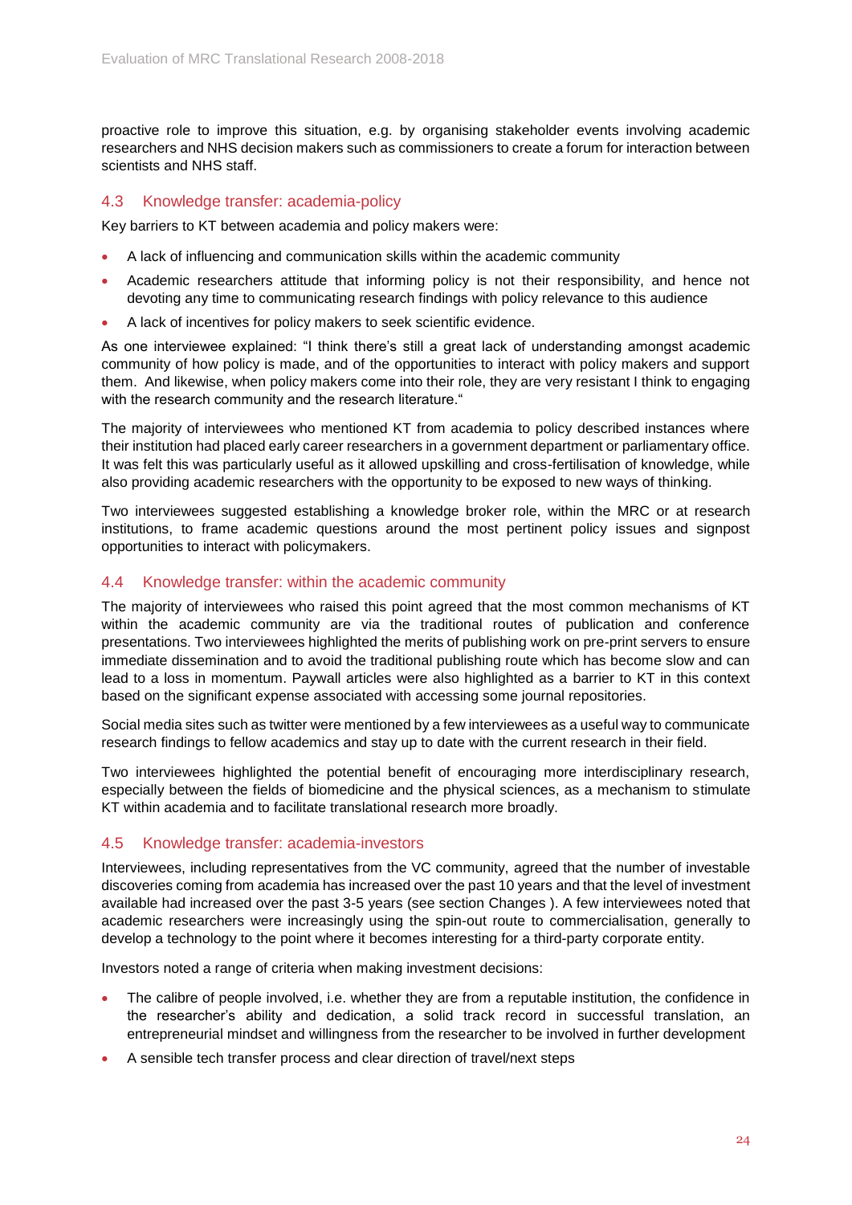proactive role to improve this situation, e.g. by organising stakeholder events involving academic researchers and NHS decision makers such as commissioners to create a forum for interaction between scientists and NHS staff.

## 4.3 Knowledge transfer: academia-policy

Key barriers to KT between academia and policy makers were:

- A lack of influencing and communication skills within the academic community
- Academic researchers attitude that informing policy is not their responsibility, and hence not devoting any time to communicating research findings with policy relevance to this audience
- A lack of incentives for policy makers to seek scientific evidence.

As one interviewee explained: "I think there's still a great lack of understanding amongst academic community of how policy is made, and of the opportunities to interact with policy makers and support them. And likewise, when policy makers come into their role, they are very resistant I think to engaging with the research community and the research literature."

The majority of interviewees who mentioned KT from academia to policy described instances where their institution had placed early career researchers in a government department or parliamentary office. It was felt this was particularly useful as it allowed upskilling and cross-fertilisation of knowledge, while also providing academic researchers with the opportunity to be exposed to new ways of thinking.

Two interviewees suggested establishing a knowledge broker role, within the MRC or at research institutions, to frame academic questions around the most pertinent policy issues and signpost opportunities to interact with policymakers.

## 4.4 Knowledge transfer: within the academic community

The majority of interviewees who raised this point agreed that the most common mechanisms of KT within the academic community are via the traditional routes of publication and conference presentations. Two interviewees highlighted the merits of publishing work on pre-print servers to ensure immediate dissemination and to avoid the traditional publishing route which has become slow and can lead to a loss in momentum. Paywall articles were also highlighted as a barrier to KT in this context based on the significant expense associated with accessing some journal repositories.

Social media sites such as twitter were mentioned by a few interviewees as a useful way to communicate research findings to fellow academics and stay up to date with the current research in their field.

Two interviewees highlighted the potential benefit of encouraging more interdisciplinary research, especially between the fields of biomedicine and the physical sciences, as a mechanism to stimulate KT within academia and to facilitate translational research more broadly.

## 4.5 Knowledge transfer: academia-investors

Interviewees, including representatives from the VC community, agreed that the number of investable discoveries coming from academia has increased over the past 10 years and that the level of investment available had increased over the past 3-5 years (see section Changes ). A few interviewees noted that academic researchers were increasingly using the spin-out route to commercialisation, generally to develop a technology to the point where it becomes interesting for a third-party corporate entity.

Investors noted a range of criteria when making investment decisions:

- The calibre of people involved, i.e. whether they are from a reputable institution, the confidence in the researcher's ability and dedication, a solid track record in successful translation, an entrepreneurial mindset and willingness from the researcher to be involved in further development
- A sensible tech transfer process and clear direction of travel/next steps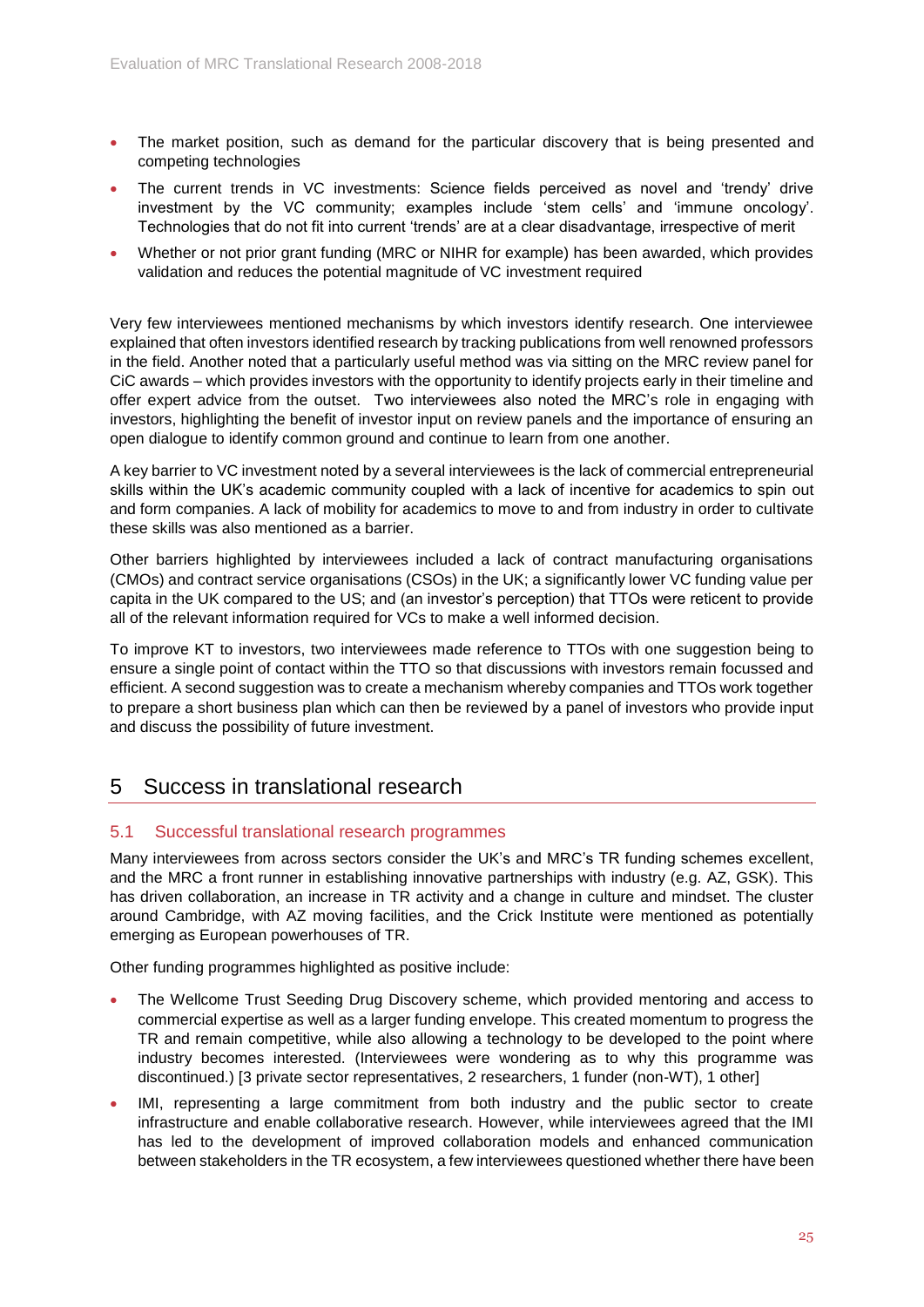- The market position, such as demand for the particular discovery that is being presented and competing technologies
- The current trends in VC investments: Science fields perceived as novel and 'trendy' drive investment by the VC community; examples include 'stem cells' and 'immune oncology'. Technologies that do not fit into current 'trends' are at a clear disadvantage, irrespective of merit
- Whether or not prior grant funding (MRC or NIHR for example) has been awarded, which provides validation and reduces the potential magnitude of VC investment required

Very few interviewees mentioned mechanisms by which investors identify research. One interviewee explained that often investors identified research by tracking publications from well renowned professors in the field. Another noted that a particularly useful method was via sitting on the MRC review panel for CiC awards – which provides investors with the opportunity to identify projects early in their timeline and offer expert advice from the outset. Two interviewees also noted the MRC's role in engaging with investors, highlighting the benefit of investor input on review panels and the importance of ensuring an open dialogue to identify common ground and continue to learn from one another.

A key barrier to VC investment noted by a several interviewees is the lack of commercial entrepreneurial skills within the UK's academic community coupled with a lack of incentive for academics to spin out and form companies. A lack of mobility for academics to move to and from industry in order to cultivate these skills was also mentioned as a barrier.

Other barriers highlighted by interviewees included a lack of contract manufacturing organisations (CMOs) and contract service organisations (CSOs) in the UK; a significantly lower VC funding value per capita in the UK compared to the US; and (an investor's perception) that TTOs were reticent to provide all of the relevant information required for VCs to make a well informed decision.

To improve KT to investors, two interviewees made reference to TTOs with one suggestion being to ensure a single point of contact within the TTO so that discussions with investors remain focussed and efficient. A second suggestion was to create a mechanism whereby companies and TTOs work together to prepare a short business plan which can then be reviewed by a panel of investors who provide input and discuss the possibility of future investment.

# 5 Success in translational research

## 5.1 Successful translational research programmes

Many interviewees from across sectors consider the UK's and MRC's TR funding schemes excellent, and the MRC a front runner in establishing innovative partnerships with industry (e.g. AZ, GSK). This has driven collaboration, an increase in TR activity and a change in culture and mindset. The cluster around Cambridge, with AZ moving facilities, and the Crick Institute were mentioned as potentially emerging as European powerhouses of TR.

Other funding programmes highlighted as positive include:

- The Wellcome Trust Seeding Drug Discovery scheme, which provided mentoring and access to commercial expertise as well as a larger funding envelope. This created momentum to progress the TR and remain competitive, while also allowing a technology to be developed to the point where industry becomes interested. (Interviewees were wondering as to why this programme was discontinued.) [3 private sector representatives, 2 researchers, 1 funder (non-WT), 1 other]
- IMI, representing a large commitment from both industry and the public sector to create infrastructure and enable collaborative research. However, while interviewees agreed that the IMI has led to the development of improved collaboration models and enhanced communication between stakeholders in the TR ecosystem, a few interviewees questioned whether there have been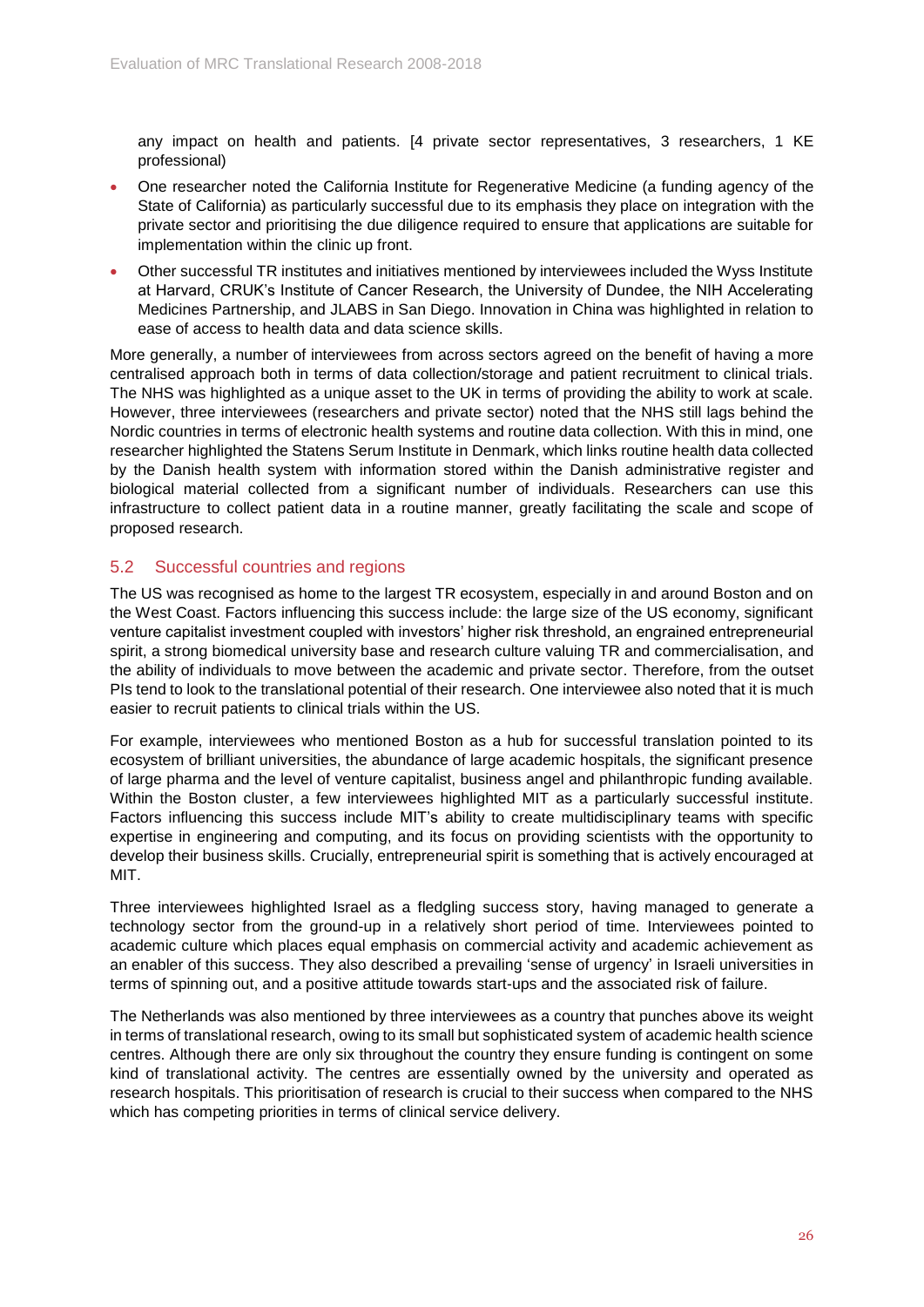any impact on health and patients. [4 private sector representatives, 3 researchers, 1 KE professional)

- One researcher noted the California Institute for Regenerative Medicine (a funding agency of the State of California) as particularly successful due to its emphasis they place on integration with the private sector and prioritising the due diligence required to ensure that applications are suitable for implementation within the clinic up front.
- Other successful TR institutes and initiatives mentioned by interviewees included the Wyss Institute at Harvard, CRUK's Institute of Cancer Research, the University of Dundee, the NIH Accelerating Medicines Partnership, and JLABS in San Diego. Innovation in China was highlighted in relation to ease of access to health data and data science skills.

More generally, a number of interviewees from across sectors agreed on the benefit of having a more centralised approach both in terms of data collection/storage and patient recruitment to clinical trials. The NHS was highlighted as a unique asset to the UK in terms of providing the ability to work at scale. However, three interviewees (researchers and private sector) noted that the NHS still lags behind the Nordic countries in terms of electronic health systems and routine data collection. With this in mind, one researcher highlighted the Statens Serum Institute in Denmark, which links routine health data collected by the Danish health system with information stored within the Danish administrative register and biological material collected from a significant number of individuals. Researchers can use this infrastructure to collect patient data in a routine manner, greatly facilitating the scale and scope of proposed research.

## 5.2 Successful countries and regions

The US was recognised as home to the largest TR ecosystem, especially in and around Boston and on the West Coast. Factors influencing this success include: the large size of the US economy, significant venture capitalist investment coupled with investors' higher risk threshold, an engrained entrepreneurial spirit, a strong biomedical university base and research culture valuing TR and commercialisation, and the ability of individuals to move between the academic and private sector. Therefore, from the outset PIs tend to look to the translational potential of their research. One interviewee also noted that it is much easier to recruit patients to clinical trials within the US.

For example, interviewees who mentioned Boston as a hub for successful translation pointed to its ecosystem of brilliant universities, the abundance of large academic hospitals, the significant presence of large pharma and the level of venture capitalist, business angel and philanthropic funding available. Within the Boston cluster, a few interviewees highlighted MIT as a particularly successful institute. Factors influencing this success include MIT's ability to create multidisciplinary teams with specific expertise in engineering and computing, and its focus on providing scientists with the opportunity to develop their business skills. Crucially, entrepreneurial spirit is something that is actively encouraged at MIT.

Three interviewees highlighted Israel as a fledgling success story, having managed to generate a technology sector from the ground-up in a relatively short period of time. Interviewees pointed to academic culture which places equal emphasis on commercial activity and academic achievement as an enabler of this success. They also described a prevailing 'sense of urgency' in Israeli universities in terms of spinning out, and a positive attitude towards start-ups and the associated risk of failure.

The Netherlands was also mentioned by three interviewees as a country that punches above its weight in terms of translational research, owing to its small but sophisticated system of academic health science centres. Although there are only six throughout the country they ensure funding is contingent on some kind of translational activity. The centres are essentially owned by the university and operated as research hospitals. This prioritisation of research is crucial to their success when compared to the NHS which has competing priorities in terms of clinical service delivery.